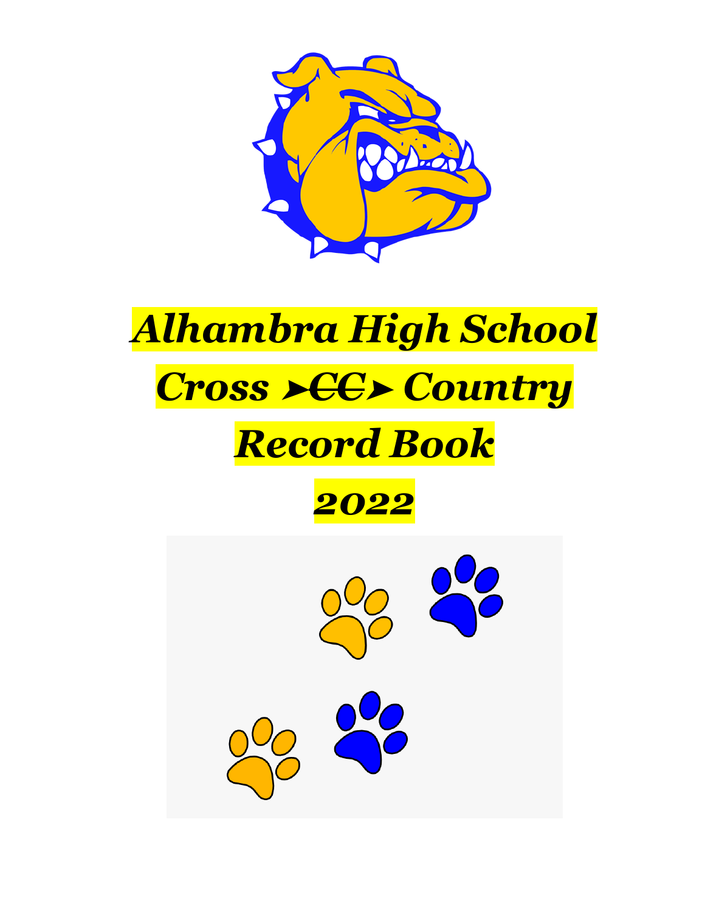# *Alhambra High School*

# *Cross ➤CC➤ Country*

# *Record Book*

# *2022*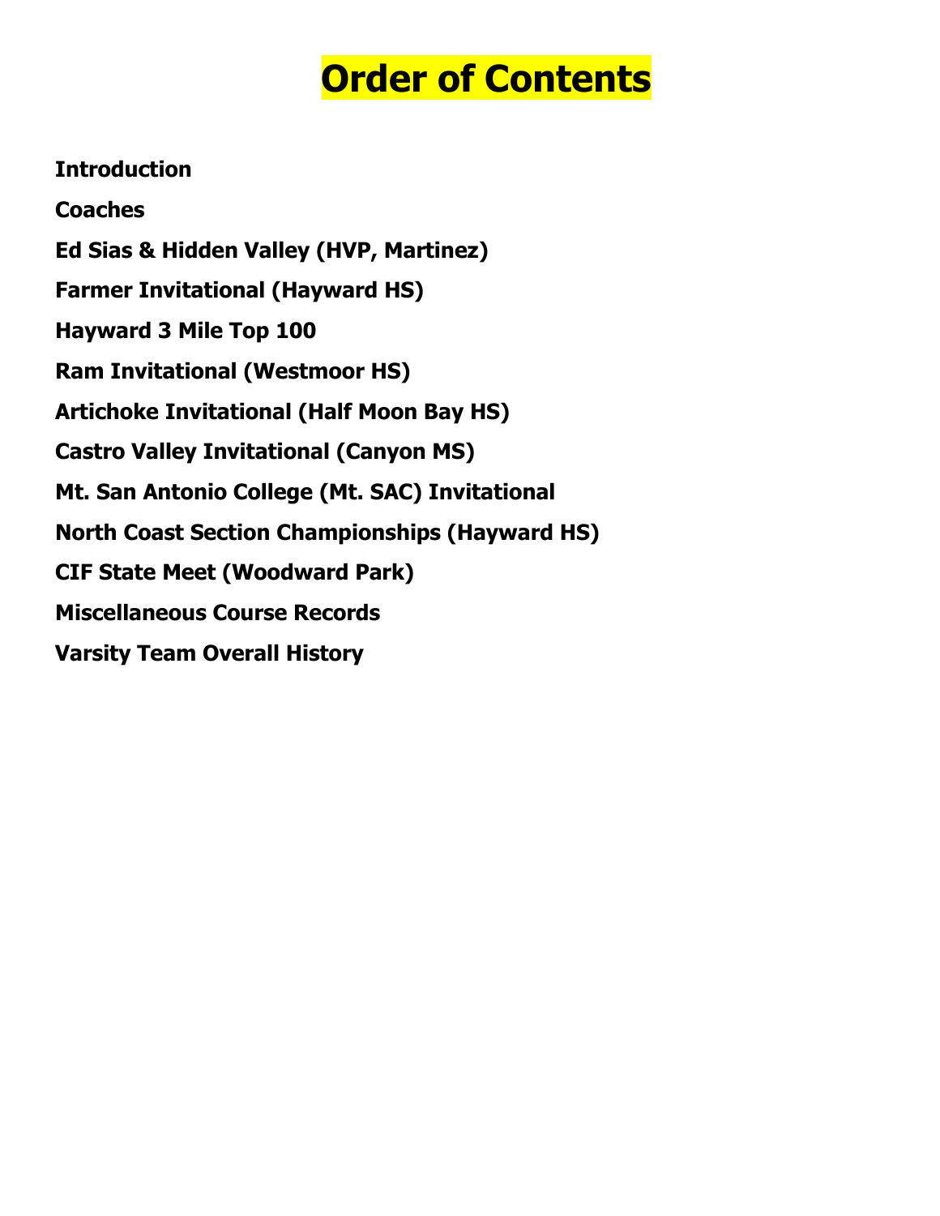# Order of Contents

**Introduction**

**Coaches**

**Ed Sias & Hidden Valley (HVP, Martinez)**

**Farmer Invitational (Hayward HS)**

**Hayward 3 Mile Top 100**

**Ram Invitational (Westmoor HS)**

**Artichoke Invitational (Half Moon Bay HS)**

**Castro Valley Invitational (Canyon MS)**

**Mt. San Antonio College (Mt. SAC) Invitational**

**North Coast Section Championships (Hayward HS)**

**CIF State Meet (Woodward Park)**

**Miscellaneous Course Records**

**Varsity Team Overall History**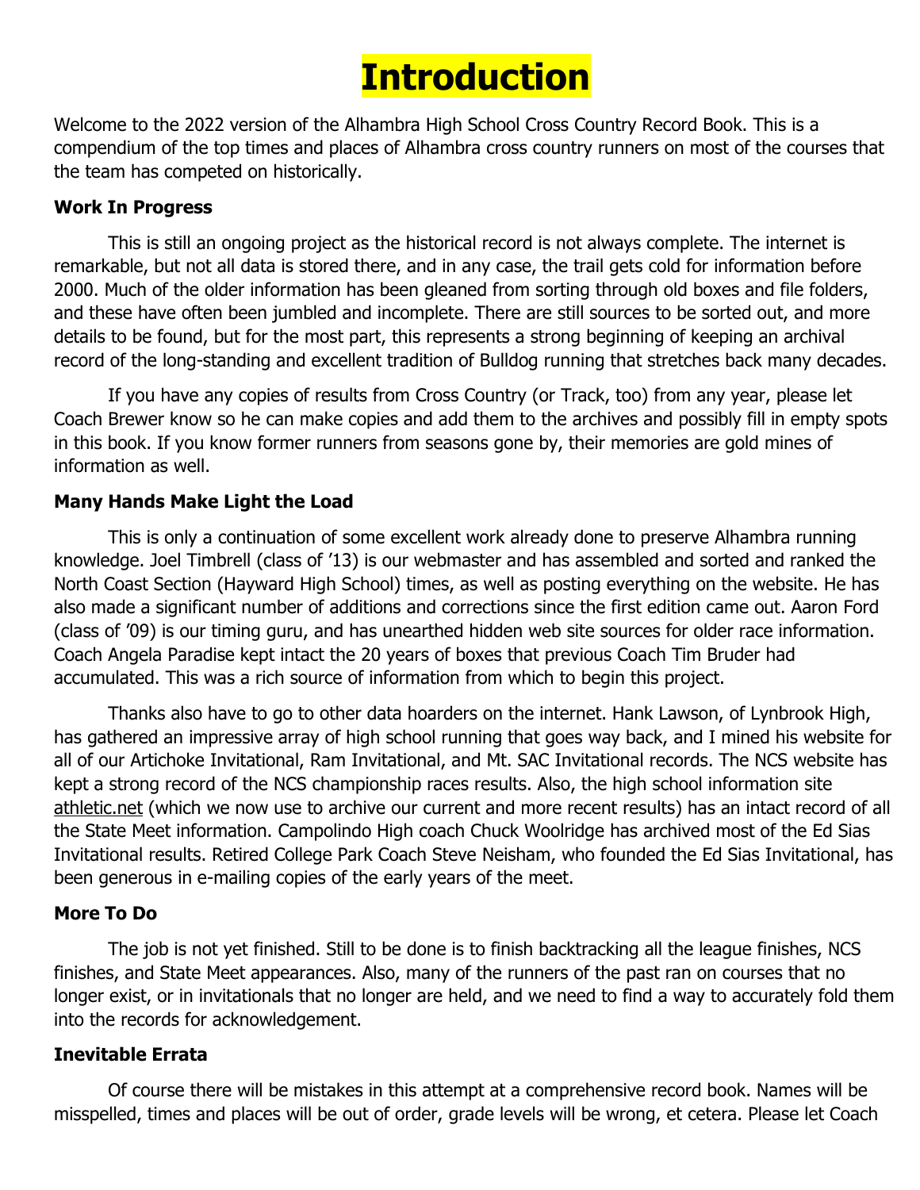# Introduction

Welcome to the 2022 version of the Alhambra High School Cross Country Record Book. This is a compendium of the top times and places of Alhambra cross country runners on most of the courses that the team has competed on historically.

### Work In Progress

This is still an ongoing project as the historical record is not always complete. The internet is remarkable, but not all data is stored there, and in any case, the trail gets cold for information before 2000. Much of the older information has been gleaned from sorting through old boxes and file folders, and these have often been jumbled and incomplete. There are still sources to be sorted out, and more details to be found, but for the most part, this represents a strong beginning of keeping an archival record of the long-standing and excellent tradition of Bulldog running that stretches back many decades.

If you have any copies of results from Cross Country (or Track, too) from any year, please let Coach Brewer know so he can make copies and add them to the archives and possibly fill in empty spots in this book. If you know former runners from seasons gone by, their memories are gold mines of information as well.

### Many Hands Make Light the Load

This is only a continuation of some excellent work already done to preserve Alhambra running knowledge. Joel Timbrell (class of '13) is our webmaster and has assembled and sorted and ranked the North Coast Section (Hayward High School) times, as well as posting everything on the website. He has also made a significant number of additions and corrections since the first edition came out. Aaron Ford (class of '09) is our timing guru, and has unearthed hidden web site sources for older race information. Coach Angela Paradise kept intact the 20 years of boxes that previous Coach Tim Bruder had accumulated. This was a rich source of information from which to begin this project.

Thanks also have to go to other data hoarders on the internet. Hank Lawson, of Lynbrook High, has gathered an impressive array of high school running that goes way back, and I mined his website for all of our Artichoke Invitational, Ram Invitational, and Mt. SAC Invitational records. The NCS website has kept a strong record of the NCS championship races results. Also, the high school information site athletic.net (which we now use to archive our current and more recent results) has an intact record of all the State Meet information. Campolindo High coach Chuck Woolridge has archived most of the Ed Sias Invitational results. Retired College Park Coach Steve Neisham, who founded the Ed Sias Invitational, has been generous in e-mailing copies of the early years of the meet.

### More To Do

The job is not yet finished. Still to be done is to finish backtracking all the league finishes, NCS finishes, and State Meet appearances. Also, many of the runners of the past ran on courses that no longer exist, or in invitationals that no longer are held, and we need to find a way to accurately fold them into the records for acknowledgement.

### Inevitable Errata

Of course there will be mistakes in this attempt at a comprehensive record book. Names will be misspelled, times and places will be out of order, grade levels will be wrong, et cetera. Please let Coach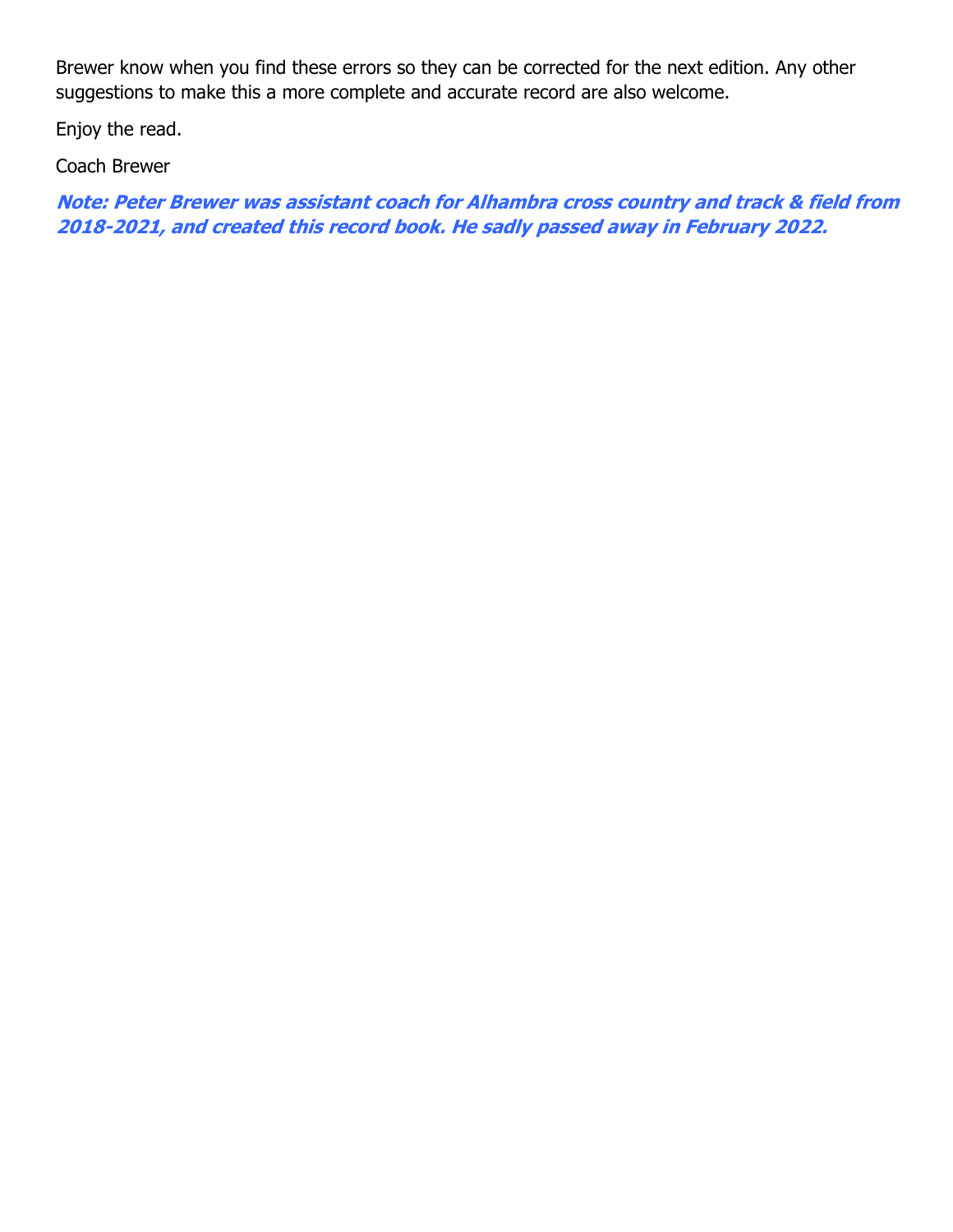Brewer know when you find these errors so they can be corrected for the next edition. Any other suggestions to make this a more complete and accurate record are also welcome.

Enjoy the read.

Coach Brewer

***Note: Peter Brewer was assistant coach for Alhambra cross country and track & field from 2018-2021, and created this record book. He sadly passed away in February 2022.***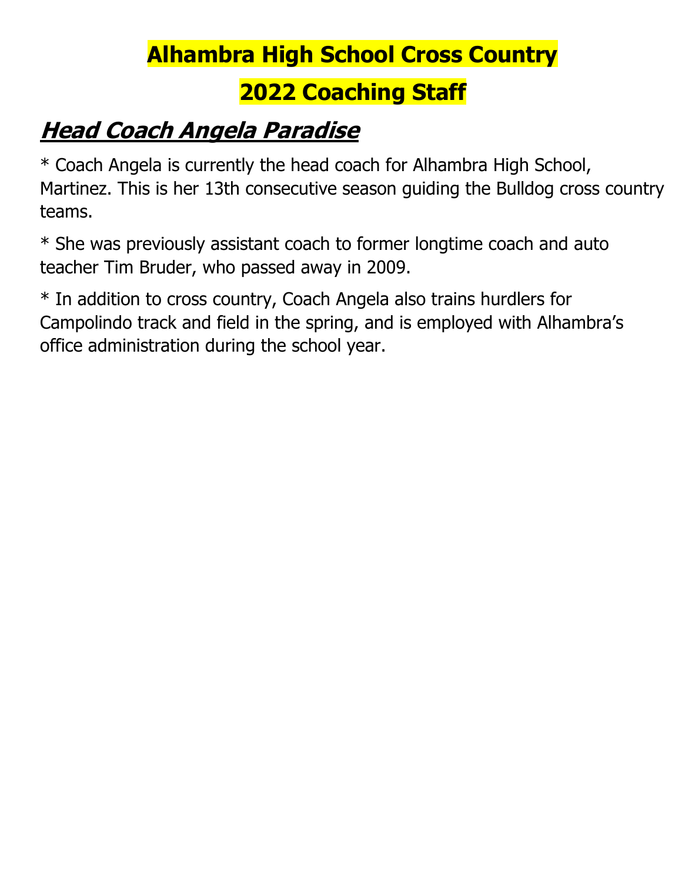# Alhambra High School Cross Country

# 2022 Coaching Staff

## ***Head Coach Angela Paradise***

* Coach Angela is currently the head coach for Alhambra High School, Martinez. This is her 13th consecutive season guiding the Bulldog cross country teams.

* She was previously assistant coach to former longtime coach and auto teacher Tim Bruder, who passed away in 2009.

* In addition to cross country, Coach Angela also trains hurdlers for Campolindo track and field in the spring, and is employed with Alhambra's office administration during the school year.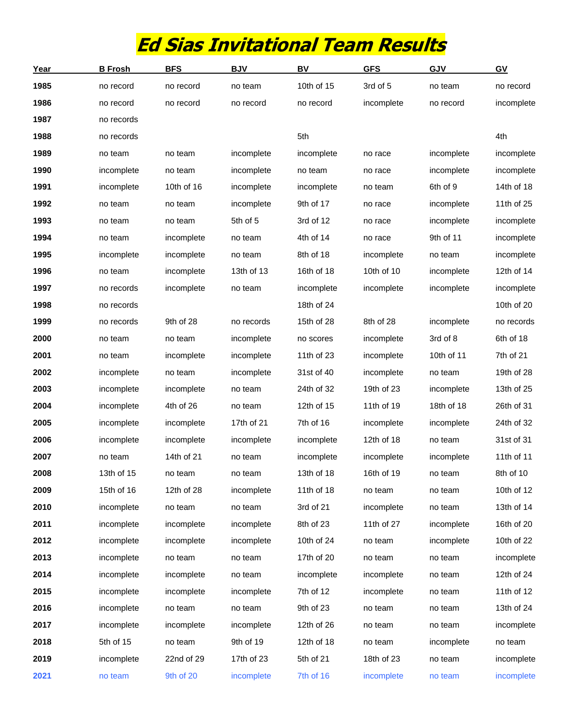# Ed Sias Invitational Team Results

| Year | B Frosh | BFS | BJV | BV | GFS | GJV | GV |
|---|---|---|---|---|---|---|---|
| 1985 | no record | no record | no team | 10th of 15 | 3rd of 5 | no team | no record |
| 1986 | no record | no record | no record | no record | incomplete | no record | incomplete |
| 1987 | no records | | | | | | |
| 1988 | no records | | | 5th | | | 4th |
| 1989 | no team | no team | incomplete | incomplete | no race | incomplete | incomplete |
| 1990 | incomplete | no team | incomplete | no team | no race | incomplete | incomplete |
| 1991 | incomplete | 10th of 16 | incomplete | incomplete | no team | 6th of 9 | 14th of 18 |
| 1992 | no team | no team | incomplete | 9th of 17 | no race | incomplete | 11th of 25 |
| 1993 | no team | no team | 5th of 5 | 3rd of 12 | no race | incomplete | incomplete |
| 1994 | no team | incomplete | no team | 4th of 14 | no race | 9th of 11 | incomplete |
| 1995 | incomplete | incomplete | no team | 8th of 18 | incomplete | no team | incomplete |
| 1996 | no team | incomplete | 13th of 13 | 16th of 18 | 10th of 10 | incomplete | 12th of 14 |
| 1997 | no records | incomplete | no team | incomplete | incomplete | incomplete | incomplete |
| 1998 | no records | | | 18th of 24 | | | 10th of 20 |
| 1999 | no records | 9th of 28 | no records | 15th of 28 | 8th of 28 | incomplete | no records |
| 2000 | no team | no team | incomplete | no scores | incomplete | 3rd of 8 | 6th of 18 |
| 2001 | no team | incomplete | incomplete | 11th of 23 | incomplete | 10th of 11 | 7th of 21 |
| 2002 | incomplete | no team | incomplete | 31st of 40 | incomplete | no team | 19th of 28 |
| 2003 | incomplete | incomplete | no team | 24th of 32 | 19th of 23 | incomplete | 13th of 25 |
| 2004 | incomplete | 4th of 26 | no team | 12th of 15 | 11th of 19 | 18th of 18 | 26th of 31 |
| 2005 | incomplete | incomplete | 17th of 21 | 7th of 16 | incomplete | incomplete | 24th of 32 |
| 2006 | incomplete | incomplete | incomplete | incomplete | 12th of 18 | no team | 31st of 31 |
| 2007 | no team | 14th of 21 | no team | incomplete | incomplete | incomplete | 11th of 11 |
| 2008 | 13th of 15 | no team | no team | 13th of 18 | 16th of 19 | no team | 8th of 10 |
| 2009 | 15th of 16 | 12th of 28 | incomplete | 11th of 18 | no team | no team | 10th of 12 |
| 2010 | incomplete | no team | no team | 3rd of 21 | incomplete | no team | 13th of 14 |
| 2011 | incomplete | incomplete | incomplete | 8th of 23 | 11th of 27 | incomplete | 16th of 20 |
| 2012 | incomplete | incomplete | incomplete | 10th of 24 | no team | incomplete | 10th of 22 |
| 2013 | incomplete | no team | no team | 17th of 20 | no team | no team | incomplete |
| 2014 | incomplete | incomplete | no team | incomplete | incomplete | no team | 12th of 24 |
| 2015 | incomplete | incomplete | incomplete | 7th of 12 | incomplete | no team | 11th of 12 |
| 2016 | incomplete | no team | no team | 9th of 23 | no team | no team | 13th of 24 |
| 2017 | incomplete | incomplete | incomplete | 12th of 26 | no team | no team | incomplete |
| 2018 | 5th of 15 | no team | 9th of 19 | 12th of 18 | no team | incomplete | no team |
| 2019 | incomplete | 22nd of 29 | 17th of 23 | 5th of 21 | 18th of 23 | no team | incomplete |
| 2021 | no team | 9th of 20 | incomplete | 7th of 16 | incomplete | no team | incomplete |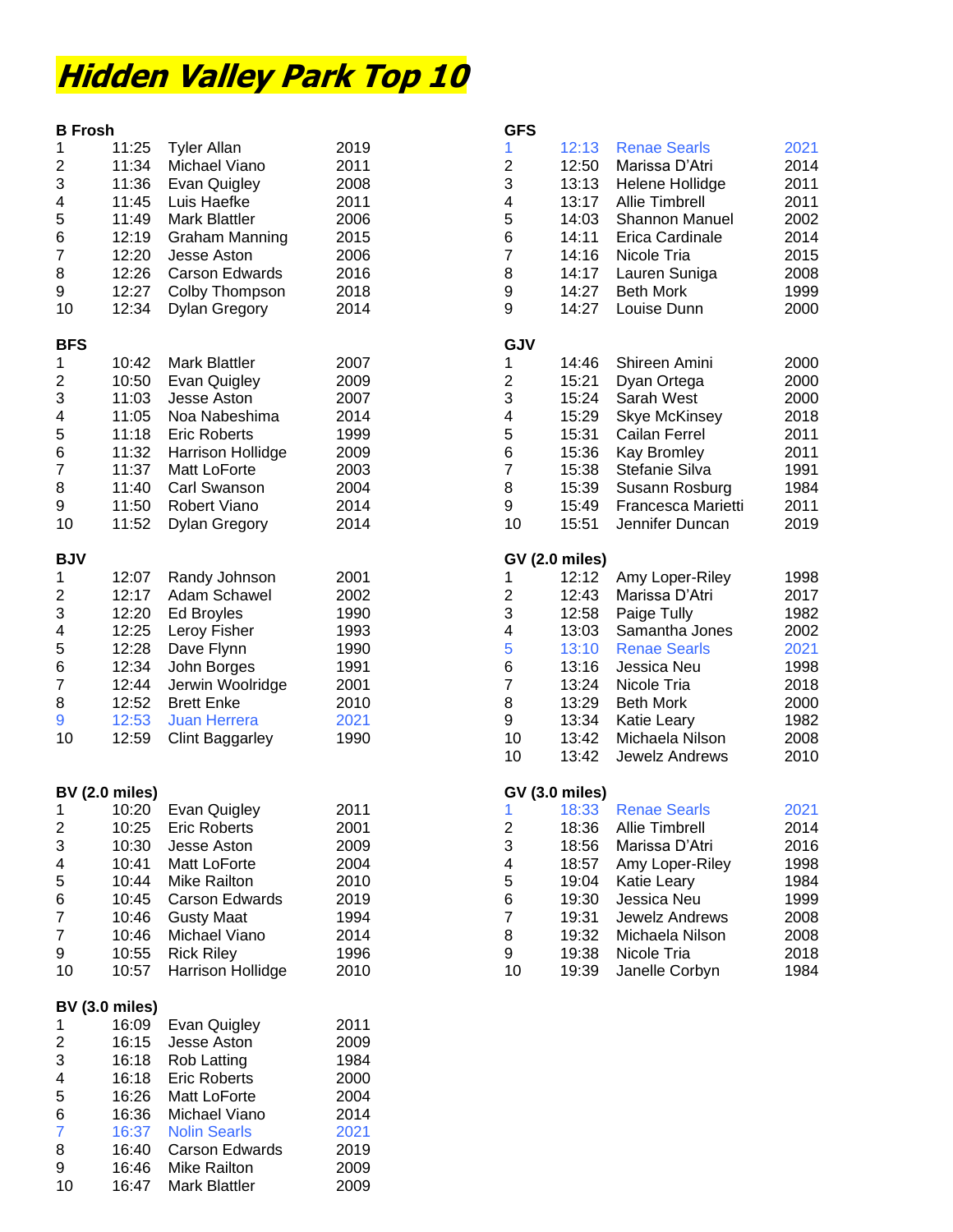# *Hidden Valley Park Top 10*

### B Frosh

| | | | |
|---|---|---|---|
| 1 | 11:25 | Tyler Allan | 2019 |
| 2 | 11:34 | Michael Viano | 2011 |
| 3 | 11:36 | Evan Quigley | 2008 |
| 4 | 11:45 | Luis Haefke | 2011 |
| 5 | 11:49 | Mark Blattler | 2006 |
| 6 | 12:19 | Graham Manning | 2015 |
| 7 | 12:20 | Jesse Aston | 2006 |
| 8 | 12:26 | Carson Edwards | 2016 |
| 9 | 12:27 | Colby Thompson | 2018 |
| 10 | 12:34 | Dylan Gregory | 2014 |

### BFS

| | | | |
|---|---|---|---|
| 1 | 10:42 | Mark Blattler | 2007 |
| 2 | 10:50 | Evan Quigley | 2009 |
| 3 | 11:03 | Jesse Aston | 2007 |
| 4 | 11:05 | Noa Nabeshima | 2014 |
| 5 | 11:18 | Eric Roberts | 1999 |
| 6 | 11:32 | Harrison Hollidge | 2009 |
| 7 | 11:37 | Matt LoForte | 2003 |
| 8 | 11:40 | Carl Swanson | 2004 |
| 9 | 11:50 | Robert Viano | 2014 |
| 10 | 11:52 | Dylan Gregory | 2014 |

### BJV

| | | | |
|---|---|---|---|
| 1 | 12:07 | Randy Johnson | 2001 |
| 2 | 12:17 | Adam Schawel | 2002 |
| 3 | 12:20 | Ed Broyles | 1990 |
| 4 | 12:25 | Leroy Fisher | 1993 |
| 5 | 12:28 | Dave Flynn | 1990 |
| 6 | 12:34 | John Borges | 1991 |
| 7 | 12:44 | Jerwin Woolridge | 2001 |
| 8 | 12:52 | Brett Enke | 2010 |
| 9 | 12:53 | Juan Herrera | 2021 |
| 10 | 12:59 | Clint Baggarley | 1990 |

### BV (2.0 miles)

| | | | |
|---|---|---|---|
| 1 | 10:20 | Evan Quigley | 2011 |
| 2 | 10:25 | Eric Roberts | 2001 |
| 3 | 10:30 | Jesse Aston | 2009 |
| 4 | 10:41 | Matt LoForte | 2004 |
| 5 | 10:44 | Mike Railton | 2010 |
| 6 | 10:45 | Carson Edwards | 2019 |
| 7 | 10:46 | Gusty Maat | 1994 |
| 7 | 10:46 | Michael Viano | 2014 |
| 9 | 10:55 | Rick Riley | 1996 |
| 10 | 10:57 | Harrison Hollidge | 2010 |

### BV (3.0 miles)

| | | | |
|---|---|---|---|
| 1 | 16:09 | Evan Quigley | 2011 |
| 2 | 16:15 | Jesse Aston | 2009 |
| 3 | 16:18 | Rob Latting | 1984 |
| 4 | 16:18 | Eric Roberts | 2000 |
| 5 | 16:26 | Matt LoForte | 2004 |
| 6 | 16:36 | Michael Viano | 2014 |
| 7 | 16:37 | Nolin Searls | 2021 |
| 8 | 16:40 | Carson Edwards | 2019 |
| 9 | 16:46 | Mike Railton | 2009 |
| 10 | 16:47 | Mark Blattler | 2009 |

### GFS

| | | | |
|---|---|---|---|
| 1 | 12:13 | Renae Searls | 2021 |
| 2 | 12:50 | Marissa D'Atri | 2014 |
| 3 | 13:13 | Helene Hollidge | 2011 |
| 4 | 13:17 | Allie Timbrell | 2011 |
| 5 | 14:03 | Shannon Manuel | 2002 |
| 6 | 14:11 | Erica Cardinale | 2014 |
| 7 | 14:16 | Nicole Tria | 2015 |
| 8 | 14:17 | Lauren Suniga | 2008 |
| 9 | 14:27 | Beth Mork | 1999 |
| 9 | 14:27 | Louise Dunn | 2000 |

### GJV

| | | | |
|---|---|---|---|
| 1 | 14:46 | Shireen Amini | 2000 |
| 2 | 15:21 | Dyan Ortega | 2000 |
| 3 | 15:24 | Sarah West | 2000 |
| 4 | 15:29 | Skye McKinsey | 2018 |
| 5 | 15:31 | Cailan Ferrel | 2011 |
| 6 | 15:36 | Kay Bromley | 2011 |
| 7 | 15:38 | Stefanie Silva | 1991 |
| 8 | 15:39 | Susann Rosburg | 1984 |
| 9 | 15:49 | Francesca Marietti | 2011 |
| 10 | 15:51 | Jennifer Duncan | 2019 |

### GV (2.0 miles)

| | | | |
|---|---|---|---|
| 1 | 12:12 | Amy Loper-Riley | 1998 |
| 2 | 12:43 | Marissa D'Atri | 2017 |
| 3 | 12:58 | Paige Tully | 1982 |
| 4 | 13:03 | Samantha Jones | 2002 |
| 5 | 13:10 | Renae Searls | 2021 |
| 6 | 13:16 | Jessica Neu | 1998 |
| 7 | 13:24 | Nicole Tria | 2018 |
| 8 | 13:29 | Beth Mork | 2000 |
| 9 | 13:34 | Katie Leary | 1982 |
| 10 | 13:42 | Michaela Nilson | 2008 |
| 10 | 13:42 | Jewelz Andrews | 2010 |

### GV (3.0 miles)

| | | | |
|---|---|---|---|
| 1 | 18:33 | Renae Searls | 2021 |
| 2 | 18:36 | Allie Timbrell | 2014 |
| 3 | 18:56 | Marissa D'Atri | 2016 |
| 4 | 18:57 | Amy Loper-Riley | 1998 |
| 5 | 19:04 | Katie Leary | 1984 |
| 6 | 19:30 | Jessica Neu | 1999 |
| 7 | 19:31 | Jewelz Andrews | 2008 |
| 8 | 19:32 | Michaela Nilson | 2008 |
| 9 | 19:38 | Nicole Tria | 2018 |
| 10 | 19:39 | Janelle Corbyn | 1984 |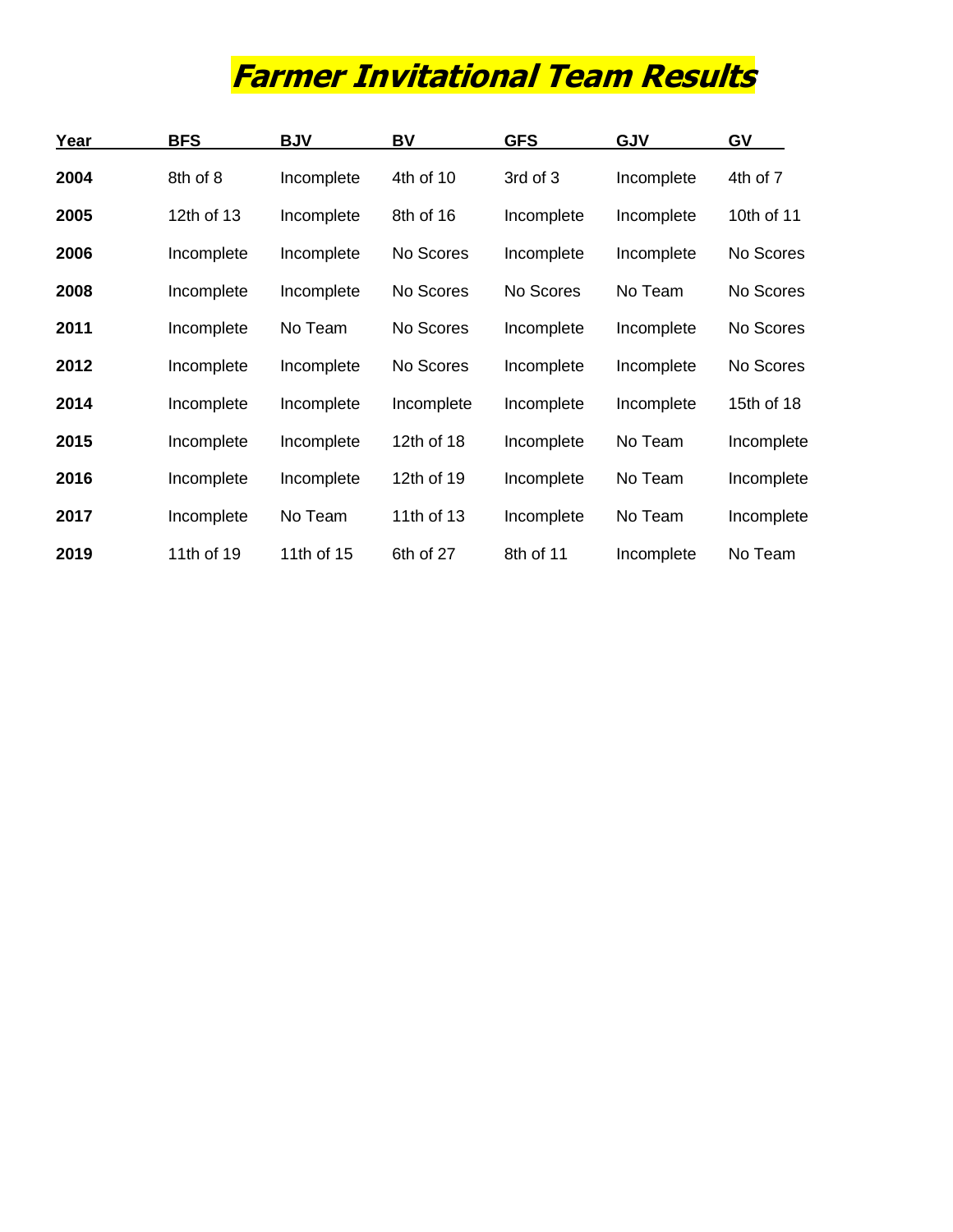# ***Farmer Invitational Team Results***

| Year | BFS | BJV | BV | GFS | GJV | GV |
|---|---|---|---|---|---|---|
| **2004** | 8th of 8 | Incomplete | 4th of 10 | 3rd of 3 | Incomplete | 4th of 7 |
| **2005** | 12th of 13 | Incomplete | 8th of 16 | Incomplete | Incomplete | 10th of 11 |
| **2006** | Incomplete | Incomplete | No Scores | Incomplete | Incomplete | No Scores |
| **2008** | Incomplete | Incomplete | No Scores | No Scores | No Team | No Scores |
| **2011** | Incomplete | No Team | No Scores | Incomplete | Incomplete | No Scores |
| **2012** | Incomplete | Incomplete | No Scores | Incomplete | Incomplete | No Scores |
| **2014** | Incomplete | Incomplete | Incomplete | Incomplete | Incomplete | 15th of 18 |
| **2015** | Incomplete | Incomplete | 12th of 18 | Incomplete | No Team | Incomplete |
| **2016** | Incomplete | Incomplete | 12th of 19 | Incomplete | No Team | Incomplete |
| **2017** | Incomplete | No Team | 11th of 13 | Incomplete | No Team | Incomplete |
| **2019** | 11th of 19 | 11th of 15 | 6th of 27 | 8th of 11 | Incomplete | No Team |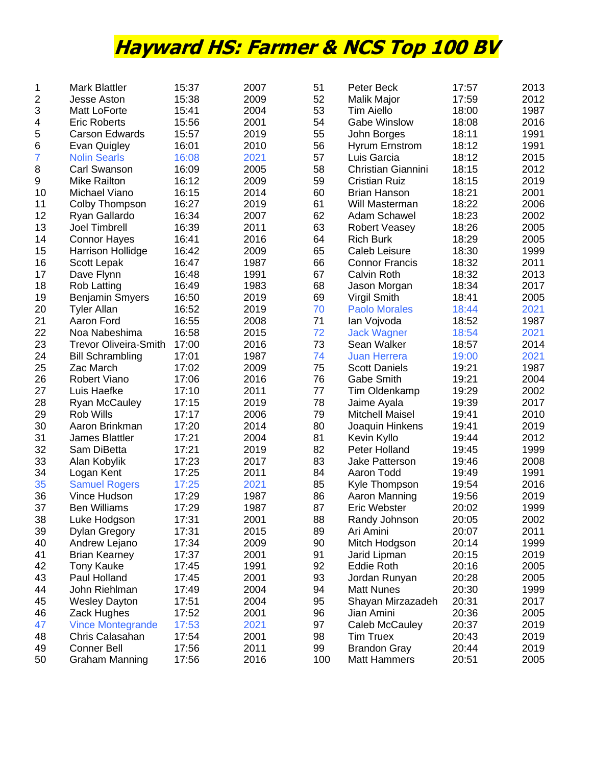# Hayward HS: Farmer & NCS Top 100 BV

| | | | | | | | |
|---|---|---|---|---|---|---|---|
| 1 | Mark Blattler | 15:37 | 2007 | 51 | Peter Beck | 17:57 | 2013 |
| 2 | Jesse Aston | 15:38 | 2009 | 52 | Malik Major | 17:59 | 2012 |
| 3 | Matt LoForte | 15:41 | 2004 | 53 | Tim Aiello | 18:00 | 1987 |
| 4 | Eric Roberts | 15:56 | 2001 | 54 | Gabe Winslow | 18:08 | 2016 |
| 5 | Carson Edwards | 15:57 | 2019 | 55 | John Borges | 18:11 | 1991 |
| 6 | Evan Quigley | 16:01 | 2010 | 56 | Hyrum Ernstrom | 18:12 | 1991 |
| 7 | Nolin Searls | 16:08 | 2021 | 57 | Luis Garcia | 18:12 | 2015 |
| 8 | Carl Swanson | 16:09 | 2005 | 58 | Christian Giannini | 18:15 | 2012 |
| 9 | Mike Railton | 16:12 | 2009 | 59 | Cristian Ruiz | 18:15 | 2019 |
| 10 | Michael Viano | 16:15 | 2014 | 60 | Brian Hanson | 18:21 | 2001 |
| 11 | Colby Thompson | 16:27 | 2019 | 61 | Will Masterman | 18:22 | 2006 |
| 12 | Ryan Gallardo | 16:34 | 2007 | 62 | Adam Schawel | 18:23 | 2002 |
| 13 | Joel Timbrell | 16:39 | 2011 | 63 | Robert Veasey | 18:26 | 2005 |
| 14 | Connor Hayes | 16:41 | 2016 | 64 | Rich Burk | 18:29 | 2005 |
| 15 | Harrison Hollidge | 16:42 | 2009 | 65 | Caleb Leisure | 18:30 | 1999 |
| 16 | Scott Lepak | 16:47 | 1987 | 66 | Connor Francis | 18:32 | 2011 |
| 17 | Dave Flynn | 16:48 | 1991 | 67 | Calvin Roth | 18:32 | 2013 |
| 18 | Rob Latting | 16:49 | 1983 | 68 | Jason Morgan | 18:34 | 2017 |
| 19 | Benjamin Smyers | 16:50 | 2019 | 69 | Virgil Smith | 18:41 | 2005 |
| 20 | Tyler Allan | 16:52 | 2019 | 70 | Paolo Morales | 18:44 | 2021 |
| 21 | Aaron Ford | 16:55 | 2008 | 71 | Ian Vojvoda | 18:52 | 1987 |
| 22 | Noa Nabeshima | 16:58 | 2015 | 72 | Jack Wagner | 18:54 | 2021 |
| 23 | Trevor Oliveira-Smith | 17:00 | 2016 | 73 | Sean Walker | 18:57 | 2014 |
| 24 | Bill Schrambling | 17:01 | 1987 | 74 | Juan Herrera | 19:00 | 2021 |
| 25 | Zac March | 17:02 | 2009 | 75 | Scott Daniels | 19:21 | 1987 |
| 26 | Robert Viano | 17:06 | 2016 | 76 | Gabe Smith | 19:21 | 2004 |
| 27 | Luis Haefke | 17:10 | 2011 | 77 | Tim Oldenkamp | 19:29 | 2002 |
| 28 | Ryan McCauley | 17:15 | 2019 | 78 | Jaime Ayala | 19:39 | 2017 |
| 29 | Rob Wills | 17:17 | 2006 | 79 | Mitchell Maisel | 19:41 | 2010 |
| 30 | Aaron Brinkman | 17:20 | 2014 | 80 | Joaquin Hinkens | 19:41 | 2019 |
| 31 | James Blattler | 17:21 | 2004 | 81 | Kevin Kyllo | 19:44 | 2012 |
| 32 | Sam DiBetta | 17:21 | 2019 | 82 | Peter Holland | 19:45 | 1999 |
| 33 | Alan Kobylik | 17:23 | 2017 | 83 | Jake Patterson | 19:46 | 2008 |
| 34 | Logan Kent | 17:25 | 2011 | 84 | Aaron Todd | 19:49 | 1991 |
| 35 | Samuel Rogers | 17:25 | 2021 | 85 | Kyle Thompson | 19:54 | 2016 |
| 36 | Vince Hudson | 17:29 | 1987 | 86 | Aaron Manning | 19:56 | 2019 |
| 37 | Ben Williams | 17:29 | 1987 | 87 | Eric Webster | 20:02 | 1999 |
| 38 | Luke Hodgson | 17:31 | 2001 | 88 | Randy Johnson | 20:05 | 2002 |
| 39 | Dylan Gregory | 17:31 | 2015 | 89 | Ari Amini | 20:07 | 2011 |
| 40 | Andrew Lejano | 17:34 | 2009 | 90 | Mitch Hodgson | 20:14 | 1999 |
| 41 | Brian Kearney | 17:37 | 2001 | 91 | Jarid Lipman | 20:15 | 2019 |
| 42 | Tony Kauke | 17:45 | 1991 | 92 | Eddie Roth | 20:16 | 2005 |
| 43 | Paul Holland | 17:45 | 2001 | 93 | Jordan Runyan | 20:28 | 2005 |
| 44 | John Riehlman | 17:49 | 2004 | 94 | Matt Nunes | 20:30 | 1999 |
| 45 | Wesley Dayton | 17:51 | 2004 | 95 | Shayan Mirzazadeh | 20:31 | 2017 |
| 46 | Zack Hughes | 17:52 | 2001 | 96 | Jian Amini | 20:36 | 2005 |
| 47 | Vince Montegrande | 17:53 | 2021 | 97 | Caleb McCauley | 20:37 | 2019 |
| 48 | Chris Calasahan | 17:54 | 2001 | 98 | Tim Truex | 20:43 | 2019 |
| 49 | Conner Bell | 17:56 | 2011 | 99 | Brandon Gray | 20:44 | 2019 |
| 50 | Graham Manning | 17:56 | 2016 | 100 | Matt Hammers | 20:51 | 2005 |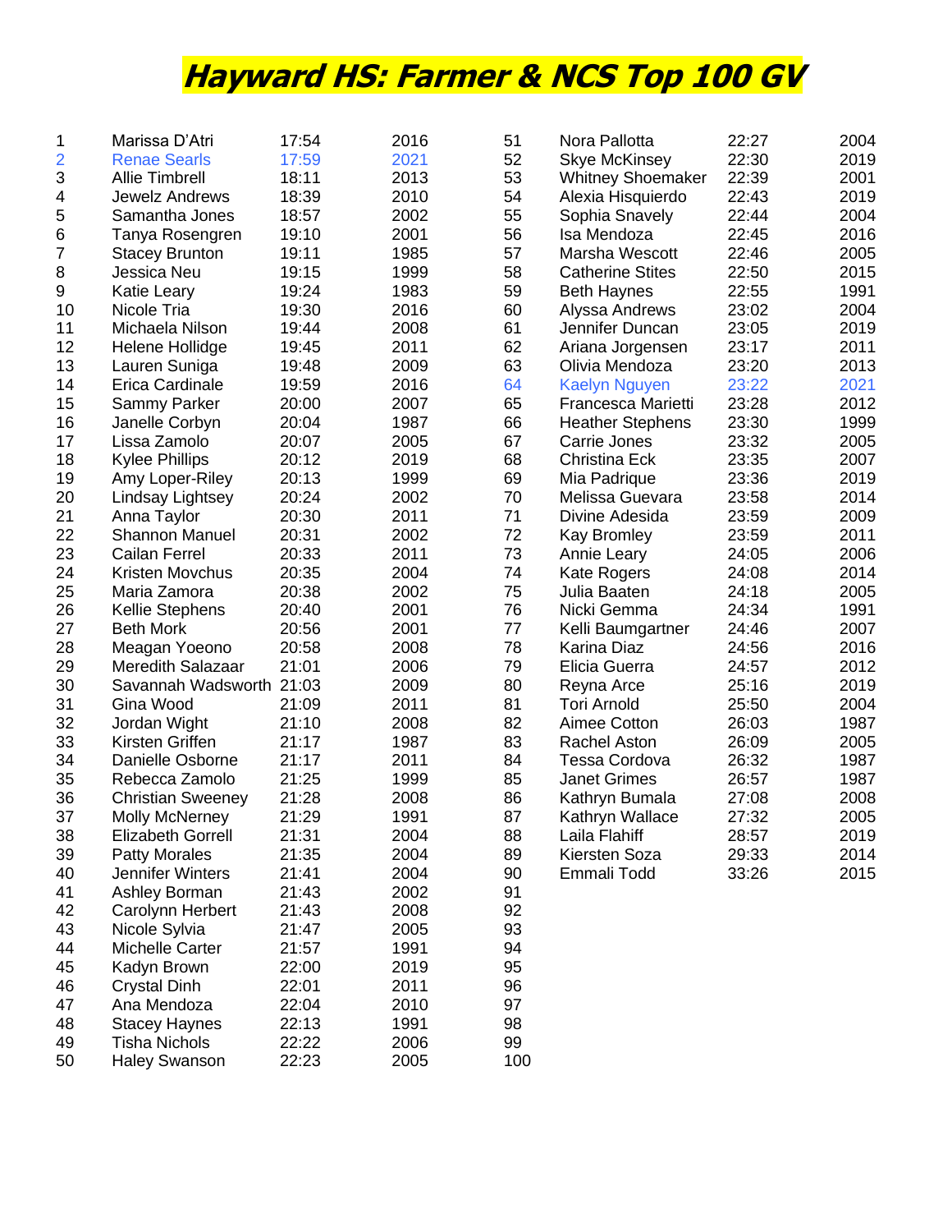# Hayward HS: Farmer & NCS Top 100 GV

| | | | | | | | |
|---|---|---|---|---|---|---|---|
| 1 | Marissa D'Atri | 17:54 | 2016 | 51 | Nora Pallotta | 22:27 | 2004 |
| 2 | Renae Searls | 17:59 | 2021 | 52 | Skye McKinsey | 22:30 | 2019 |
| 3 | Allie Timbrell | 18:11 | 2013 | 53 | Whitney Shoemaker | 22:39 | 2001 |
| 4 | Jewelz Andrews | 18:39 | 2010 | 54 | Alexia Hisquierdo | 22:43 | 2019 |
| 5 | Samantha Jones | 18:57 | 2002 | 55 | Sophia Snavely | 22:44 | 2004 |
| 6 | Tanya Rosengren | 19:10 | 2001 | 56 | Isa Mendoza | 22:45 | 2016 |
| 7 | Stacey Brunton | 19:11 | 1985 | 57 | Marsha Wescott | 22:46 | 2005 |
| 8 | Jessica Neu | 19:15 | 1999 | 58 | Catherine Stites | 22:50 | 2015 |
| 9 | Katie Leary | 19:24 | 1983 | 59 | Beth Haynes | 22:55 | 1991 |
| 10 | Nicole Tria | 19:30 | 2016 | 60 | Alyssa Andrews | 23:02 | 2004 |
| 11 | Michaela Nilson | 19:44 | 2008 | 61 | Jennifer Duncan | 23:05 | 2019 |
| 12 | Helene Hollidge | 19:45 | 2011 | 62 | Ariana Jorgensen | 23:17 | 2011 |
| 13 | Lauren Suniga | 19:48 | 2009 | 63 | Olivia Mendoza | 23:20 | 2013 |
| 14 | Erica Cardinale | 19:59 | 2016 | 64 | Kaelyn Nguyen | 23:22 | 2021 |
| 15 | Sammy Parker | 20:00 | 2007 | 65 | Francesca Marietti | 23:28 | 2012 |
| 16 | Janelle Corbyn | 20:04 | 1987 | 66 | Heather Stephens | 23:30 | 1999 |
| 17 | Lissa Zamolo | 20:07 | 2005 | 67 | Carrie Jones | 23:32 | 2005 |
| 18 | Kylee Phillips | 20:12 | 2019 | 68 | Christina Eck | 23:35 | 2007 |
| 19 | Amy Loper-Riley | 20:13 | 1999 | 69 | Mia Padrique | 23:36 | 2019 |
| 20 | Lindsay Lightsey | 20:24 | 2002 | 70 | Melissa Guevara | 23:58 | 2014 |
| 21 | Anna Taylor | 20:30 | 2011 | 71 | Divine Adesida | 23:59 | 2009 |
| 22 | Shannon Manuel | 20:31 | 2002 | 72 | Kay Bromley | 23:59 | 2011 |
| 23 | Cailan Ferrel | 20:33 | 2011 | 73 | Annie Leary | 24:05 | 2006 |
| 24 | Kristen Movchus | 20:35 | 2004 | 74 | Kate Rogers | 24:08 | 2014 |
| 25 | Maria Zamora | 20:38 | 2002 | 75 | Julia Baaten | 24:18 | 2005 |
| 26 | Kellie Stephens | 20:40 | 2001 | 76 | Nicki Gemma | 24:34 | 1991 |
| 27 | Beth Mork | 20:56 | 2001 | 77 | Kelli Baumgartner | 24:46 | 2007 |
| 28 | Meagan Yoeono | 20:58 | 2008 | 78 | Karina Diaz | 24:56 | 2016 |
| 29 | Meredith Salazaar | 21:01 | 2006 | 79 | Elicia Guerra | 24:57 | 2012 |
| 30 | Savannah Wadsworth | 21:03 | 2009 | 80 | Reyna Arce | 25:16 | 2019 |
| 31 | Gina Wood | 21:09 | 2011 | 81 | Tori Arnold | 25:50 | 2004 |
| 32 | Jordan Wight | 21:10 | 2008 | 82 | Aimee Cotton | 26:03 | 1987 |
| 33 | Kirsten Griffen | 21:17 | 1987 | 83 | Rachel Aston | 26:09 | 2005 |
| 34 | Danielle Osborne | 21:17 | 2011 | 84 | Tessa Cordova | 26:32 | 1987 |
| 35 | Rebecca Zamolo | 21:25 | 1999 | 85 | Janet Grimes | 26:57 | 1987 |
| 36 | Christian Sweeney | 21:28 | 2008 | 86 | Kathryn Bumala | 27:08 | 2008 |
| 37 | Molly McNerney | 21:29 | 1991 | 87 | Kathryn Wallace | 27:32 | 2005 |
| 38 | Elizabeth Gorrell | 21:31 | 2004 | 88 | Laila Flahiff | 28:57 | 2019 |
| 39 | Patty Morales | 21:35 | 2004 | 89 | Kiersten Soza | 29:33 | 2014 |
| 40 | Jennifer Winters | 21:41 | 2004 | 90 | Emmali Todd | 33:26 | 2015 |
| 41 | Ashley Borman | 21:43 | 2002 | 91 | | | |
| 42 | Carolynn Herbert | 21:43 | 2008 | 92 | | | |
| 43 | Nicole Sylvia | 21:47 | 2005 | 93 | | | |
| 44 | Michelle Carter | 21:57 | 1991 | 94 | | | |
| 45 | Kadyn Brown | 22:00 | 2019 | 95 | | | |
| 46 | Crystal Dinh | 22:01 | 2011 | 96 | | | |
| 47 | Ana Mendoza | 22:04 | 2010 | 97 | | | |
| 48 | Stacey Haynes | 22:13 | 1991 | 98 | | | |
| 49 | Tisha Nichols | 22:22 | 2006 | 99 | | | |
| 50 | Haley Swanson | 22:23 | 2005 | 100 | | | |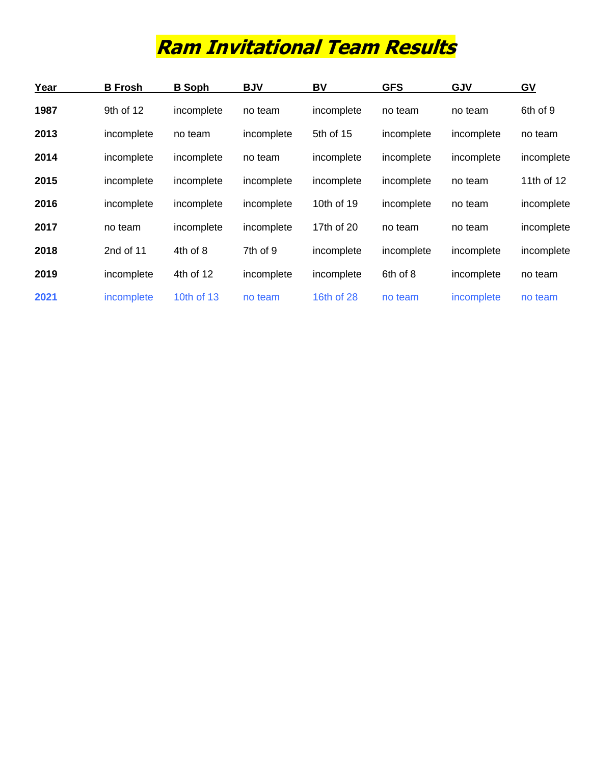# *Ram Invitational Team Results*

| Year | B Frosh | B Soph | BJV | BV | GFS | GJV | GV |
|---|---|---|---|---|---|---|---|
| **1987** | 9th of 12 | incomplete | no team | incomplete | no team | no team | 6th of 9 |
| **2013** | incomplete | no team | incomplete | 5th of 15 | incomplete | incomplete | no team |
| **2014** | incomplete | incomplete | no team | incomplete | incomplete | incomplete | incomplete |
| **2015** | incomplete | incomplete | incomplete | incomplete | incomplete | no team | 11th of 12 |
| **2016** | incomplete | incomplete | incomplete | 10th of 19 | incomplete | no team | incomplete |
| **2017** | no team | incomplete | incomplete | 17th of 20 | no team | no team | incomplete |
| **2018** | 2nd of 11 | 4th of 8 | 7th of 9 | incomplete | incomplete | incomplete | incomplete |
| **2019** | incomplete | 4th of 12 | incomplete | incomplete | 6th of 8 | incomplete | no team |
| **2021** | incomplete | 10th of 13 | no team | 16th of 28 | no team | incomplete | no team |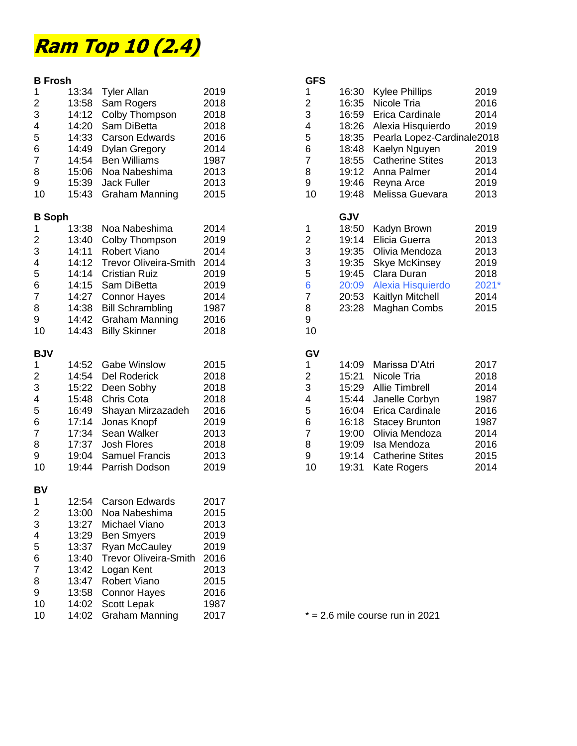# Ram Top 10 (2.4)

**B Frosh**

| | | | |
|---|---|---|---|
| 1 | 13:34 | Tyler Allan | 2019 |
| 2 | 13:58 | Sam Rogers | 2018 |
| 3 | 14:12 | Colby Thompson | 2018 |
| 4 | 14:20 | Sam DiBetta | 2018 |
| 5 | 14:33 | Carson Edwards | 2016 |
| 6 | 14:49 | Dylan Gregory | 2014 |
| 7 | 14:54 | Ben Williams | 1987 |
| 8 | 15:06 | Noa Nabeshima | 2013 |
| 9 | 15:39 | Jack Fuller | 2013 |
| 10 | 15:43 | Graham Manning | 2015 |

**B Soph**

| | | | |
|---|---|---|---|
| 1 | 13:38 | Noa Nabeshima | 2014 |
| 2 | 13:40 | Colby Thompson | 2019 |
| 3 | 14:11 | Robert Viano | 2014 |
| 4 | 14:12 | Trevor Oliveira-Smith | 2014 |
| 5 | 14:14 | Cristian Ruiz | 2019 |
| 6 | 14:15 | Sam DiBetta | 2019 |
| 7 | 14:27 | Connor Hayes | 2014 |
| 8 | 14:38 | Bill Schrambling | 1987 |
| 9 | 14:42 | Graham Manning | 2016 |
| 10 | 14:43 | Billy Skinner | 2018 |

**BJV**

| | | | |
|---|---|---|---|
| 1 | 14:52 | Gabe Winslow | 2015 |
| 2 | 14:54 | Del Roderick | 2018 |
| 3 | 15:22 | Deen Sobhy | 2018 |
| 4 | 15:48 | Chris Cota | 2018 |
| 5 | 16:49 | Shayan Mirzazadeh | 2016 |
| 6 | 17:14 | Jonas Knopf | 2019 |
| 7 | 17:34 | Sean Walker | 2013 |
| 8 | 17:37 | Josh Flores | 2018 |
| 9 | 19:04 | Samuel Francis | 2013 |
| 10 | 19:44 | Parrish Dodson | 2019 |

**BV**

| | | | |
|---|---|---|---|
| 1 | 12:54 | Carson Edwards | 2017 |
| 2 | 13:00 | Noa Nabeshima | 2015 |
| 3 | 13:27 | Michael Viano | 2013 |
| 4 | 13:29 | Ben Smyers | 2019 |
| 5 | 13:37 | Ryan McCauley | 2019 |
| 6 | 13:40 | Trevor Oliveira-Smith | 2016 |
| 7 | 13:42 | Logan Kent | 2013 |
| 8 | 13:47 | Robert Viano | 2015 |
| 9 | 13:58 | Connor Hayes | 2016 |
| 10 | 14:02 | Scott Lepak | 1987 |
| 10 | 14:02 | Graham Manning | 2017 |

**GFS**

| | | | |
|---|---|---|---|
| 1 | 16:30 | Kylee Phillips | 2019 |
| 2 | 16:35 | Nicole Tria | 2016 |
| 3 | 16:59 | Erica Cardinale | 2014 |
| 4 | 18:26 | Alexia Hisquierdo | 2019 |
| 5 | 18:35 | Pearla Lopez-Cardinale | 2018 |
| 6 | 18:48 | Kaelyn Nguyen | 2019 |
| 7 | 18:55 | Catherine Stites | 2013 |
| 8 | 19:12 | Anna Palmer | 2014 |
| 9 | 19:46 | Reyna Arce | 2019 |
| 10 | 19:48 | Melissa Guevara | 2013 |

**GJV**

| | | | |
|---|---|---|---|
| 1 | 18:50 | Kadyn Brown | 2019 |
| 2 | 19:14 | Elicia Guerra | 2013 |
| 3 | 19:35 | Olivia Mendoza | 2013 |
| 3 | 19:35 | Skye McKinsey | 2019 |
| 5 | 19:45 | Clara Duran | 2018 |
| 6 | 20:09 | Alexia Hisquierdo | 2021* |
| 7 | 20:53 | Kaitlyn Mitchell | 2014 |
| 8 | 23:28 | Maghan Combs | 2015 |
| 9 | | | |
| 10 | | | |

**GV**

| | | | |
|---|---|---|---|
| 1 | 14:09 | Marissa D'Atri | 2017 |
| 2 | 15:21 | Nicole Tria | 2018 |
| 3 | 15:29 | Allie Timbrell | 2014 |
| 4 | 15:44 | Janelle Corbyn | 1987 |
| 5 | 16:04 | Erica Cardinale | 2016 |
| 6 | 16:18 | Stacey Brunton | 1987 |
| 7 | 19:00 | Olivia Mendoza | 2014 |
| 8 | 19:09 | Isa Mendoza | 2016 |
| 9 | 19:14 | Catherine Stites | 2015 |
| 10 | 19:31 | Kate Rogers | 2014 |

* = 2.6 mile course run in 2021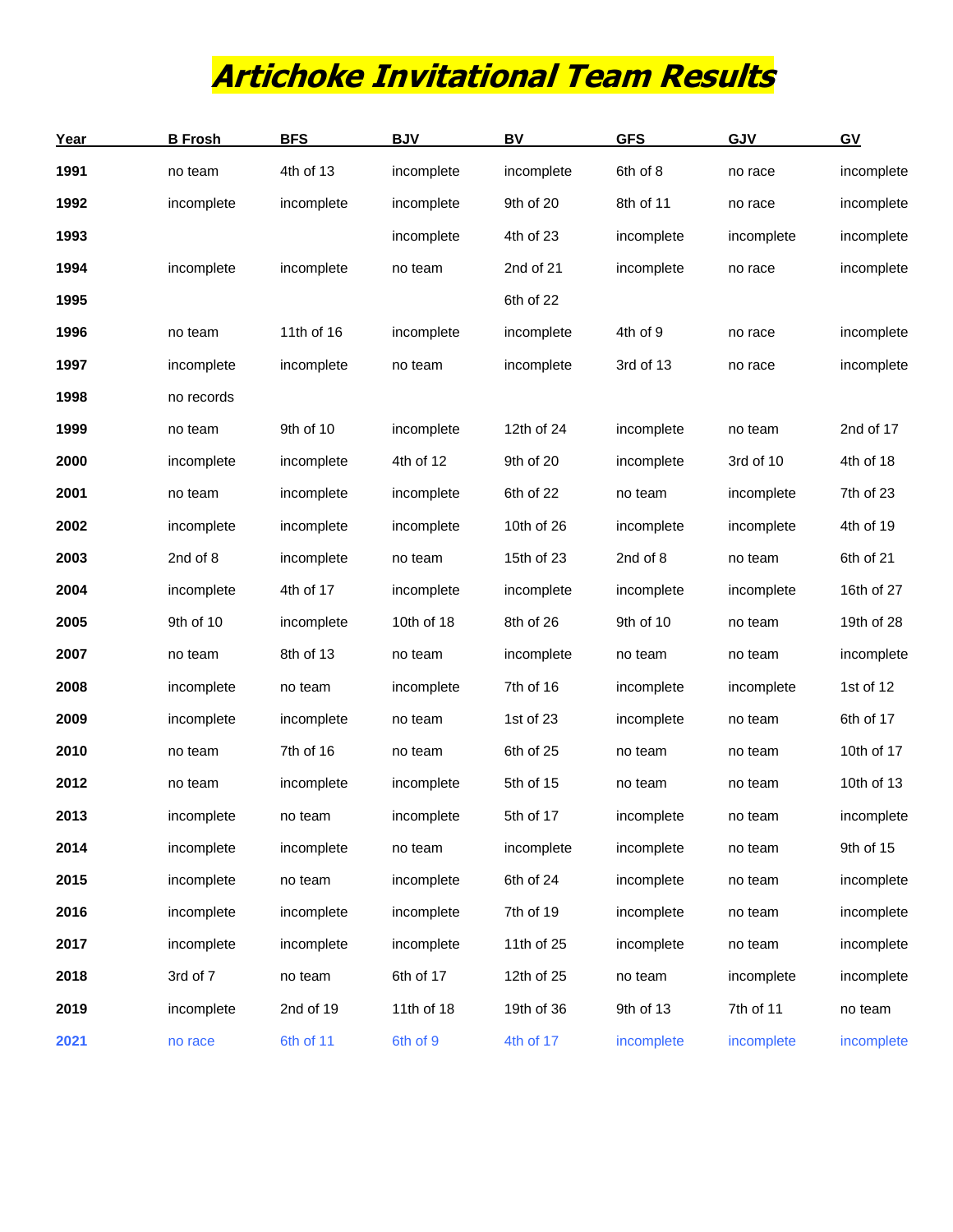# Artichoke Invitational Team Results

| Year | B Frosh | BFS | BJV | BV | GFS | GJV | GV |
|---|---|---|---|---|---|---|---|
| 1991 | no team | 4th of 13 | incomplete | incomplete | 6th of 8 | no race | incomplete |
| 1992 | incomplete | incomplete | incomplete | 9th of 20 | 8th of 11 | no race | incomplete |
| 1993 | | | incomplete | 4th of 23 | incomplete | incomplete | incomplete |
| 1994 | incomplete | incomplete | no team | 2nd of 21 | incomplete | no race | incomplete |
| 1995 | | | | 6th of 22 | | | |
| 1996 | no team | 11th of 16 | incomplete | incomplete | 4th of 9 | no race | incomplete |
| 1997 | incomplete | incomplete | no team | incomplete | 3rd of 13 | no race | incomplete |
| 1998 | no records | | | | | | |
| 1999 | no team | 9th of 10 | incomplete | 12th of 24 | incomplete | no team | 2nd of 17 |
| 2000 | incomplete | incomplete | 4th of 12 | 9th of 20 | incomplete | 3rd of 10 | 4th of 18 |
| 2001 | no team | incomplete | incomplete | 6th of 22 | no team | incomplete | 7th of 23 |
| 2002 | incomplete | incomplete | incomplete | 10th of 26 | incomplete | incomplete | 4th of 19 |
| 2003 | 2nd of 8 | incomplete | no team | 15th of 23 | 2nd of 8 | no team | 6th of 21 |
| 2004 | incomplete | 4th of 17 | incomplete | incomplete | incomplete | incomplete | 16th of 27 |
| 2005 | 9th of 10 | incomplete | 10th of 18 | 8th of 26 | 9th of 10 | no team | 19th of 28 |
| 2007 | no team | 8th of 13 | no team | incomplete | no team | no team | incomplete |
| 2008 | incomplete | no team | incomplete | 7th of 16 | incomplete | incomplete | 1st of 12 |
| 2009 | incomplete | incomplete | no team | 1st of 23 | incomplete | no team | 6th of 17 |
| 2010 | no team | 7th of 16 | no team | 6th of 25 | no team | no team | 10th of 17 |
| 2012 | no team | incomplete | incomplete | 5th of 15 | no team | no team | 10th of 13 |
| 2013 | incomplete | no team | incomplete | 5th of 17 | incomplete | no team | incomplete |
| 2014 | incomplete | incomplete | no team | incomplete | incomplete | no team | 9th of 15 |
| 2015 | incomplete | no team | incomplete | 6th of 24 | incomplete | no team | incomplete |
| 2016 | incomplete | incomplete | incomplete | 7th of 19 | incomplete | no team | incomplete |
| 2017 | incomplete | incomplete | incomplete | 11th of 25 | incomplete | no team | incomplete |
| 2018 | 3rd of 7 | no team | 6th of 17 | 12th of 25 | no team | incomplete | incomplete |
| 2019 | incomplete | 2nd of 19 | 11th of 18 | 19th of 36 | 9th of 13 | 7th of 11 | no team |
| 2021 | no race | 6th of 11 | 6th of 9 | 4th of 17 | incomplete | incomplete | incomplete |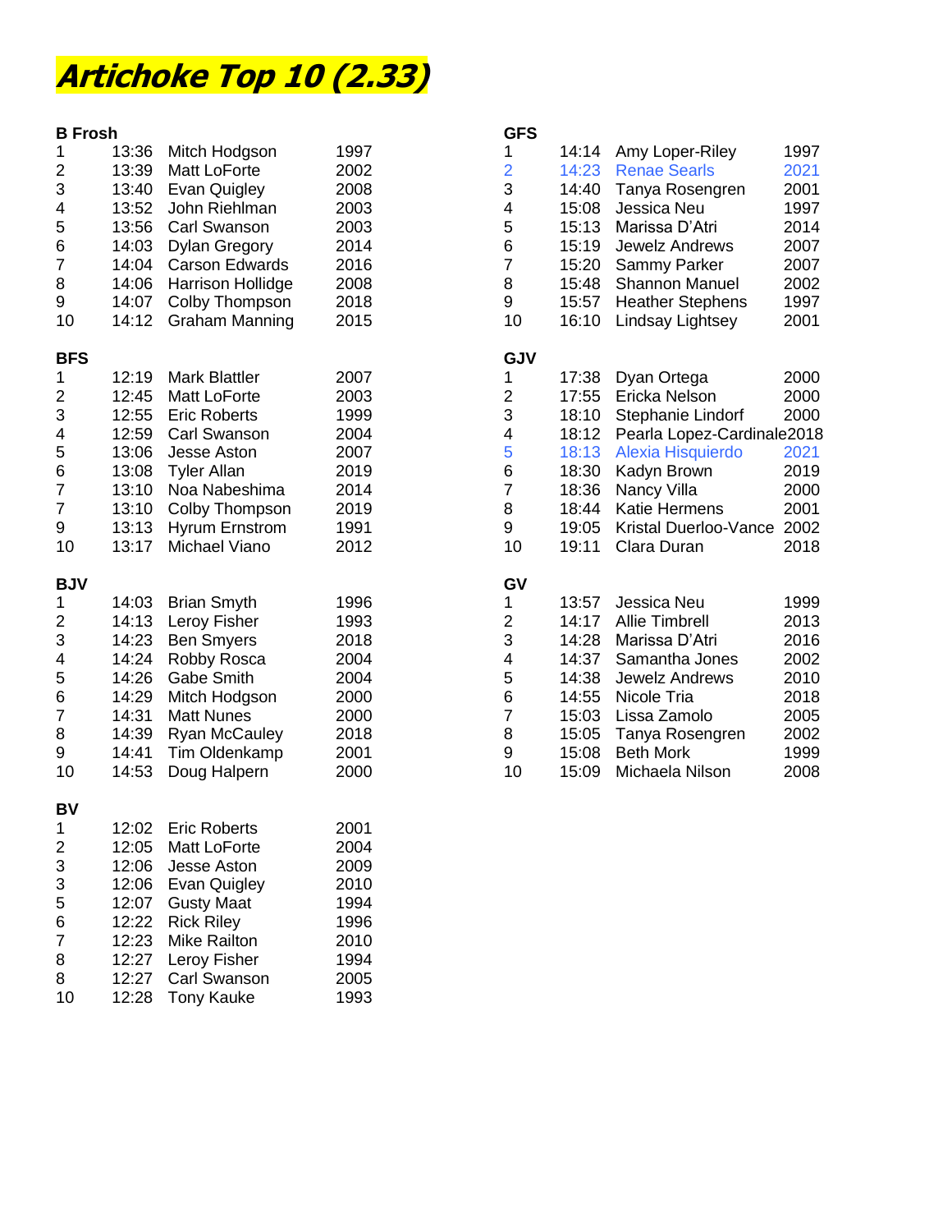# Artichoke Top 10 (2.33)

**B Frosh**

| | | | |
|---|---|---|---|
| 1 | 13:36 | Mitch Hodgson | 1997 |
| 2 | 13:39 | Matt LoForte | 2002 |
| 3 | 13:40 | Evan Quigley | 2008 |
| 4 | 13:52 | John Riehlman | 2003 |
| 5 | 13:56 | Carl Swanson | 2003 |
| 6 | 14:03 | Dylan Gregory | 2014 |
| 7 | 14:04 | Carson Edwards | 2016 |
| 8 | 14:06 | Harrison Hollidge | 2008 |
| 9 | 14:07 | Colby Thompson | 2018 |
| 10 | 14:12 | Graham Manning | 2015 |

**BFS**

| | | | |
|---|---|---|---|
| 1 | 12:19 | Mark Blattler | 2007 |
| 2 | 12:45 | Matt LoForte | 2003 |
| 3 | 12:55 | Eric Roberts | 1999 |
| 4 | 12:59 | Carl Swanson | 2004 |
| 5 | 13:06 | Jesse Aston | 2007 |
| 6 | 13:08 | Tyler Allan | 2019 |
| 7 | 13:10 | Noa Nabeshima | 2014 |
| 7 | 13:10 | Colby Thompson | 2019 |
| 9 | 13:13 | Hyrum Ernstrom | 1991 |
| 10 | 13:17 | Michael Viano | 2012 |

**BJV**

| | | | |
|---|---|---|---|
| 1 | 14:03 | Brian Smyth | 1996 |
| 2 | 14:13 | Leroy Fisher | 1993 |
| 3 | 14:23 | Ben Smyers | 2018 |
| 4 | 14:24 | Robby Rosca | 2004 |
| 5 | 14:26 | Gabe Smith | 2004 |
| 6 | 14:29 | Mitch Hodgson | 2000 |
| 7 | 14:31 | Matt Nunes | 2000 |
| 8 | 14:39 | Ryan McCauley | 2018 |
| 9 | 14:41 | Tim Oldenkamp | 2001 |
| 10 | 14:53 | Doug Halpern | 2000 |

**BV**

| | | | |
|---|---|---|---|
| 1 | 12:02 | Eric Roberts | 2001 |
| 2 | 12:05 | Matt LoForte | 2004 |
| 3 | 12:06 | Jesse Aston | 2009 |
| 3 | 12:06 | Evan Quigley | 2010 |
| 5 | 12:07 | Gusty Maat | 1994 |
| 6 | 12:22 | Rick Riley | 1996 |
| 7 | 12:23 | Mike Railton | 2010 |
| 8 | 12:27 | Leroy Fisher | 1994 |
| 8 | 12:27 | Carl Swanson | 2005 |
| 10 | 12:28 | Tony Kauke | 1993 |

**GFS**

| | | | |
|---|---|---|---|
| 1 | 14:14 | Amy Loper-Riley | 1997 |
| 2 | 14:23 | Renae Searls | 2021 |
| 3 | 14:40 | Tanya Rosengren | 2001 |
| 4 | 15:08 | Jessica Neu | 1997 |
| 5 | 15:13 | Marissa D'Atri | 2014 |
| 6 | 15:19 | Jewelz Andrews | 2007 |
| 7 | 15:20 | Sammy Parker | 2007 |
| 8 | 15:48 | Shannon Manuel | 2002 |
| 9 | 15:57 | Heather Stephens | 1997 |
| 10 | 16:10 | Lindsay Lightsey | 2001 |

**GJV**

| | | | |
|---|---|---|---|
| 1 | 17:38 | Dyan Ortega | 2000 |
| 2 | 17:55 | Ericka Nelson | 2000 |
| 3 | 18:10 | Stephanie Lindorf | 2000 |
| 4 | 18:12 | Pearla Lopez-Cardinale | 2018 |
| 5 | 18:13 | Alexia Hisquierdo | 2021 |
| 6 | 18:30 | Kadyn Brown | 2019 |
| 7 | 18:36 | Nancy Villa | 2000 |
| 8 | 18:44 | Katie Hermens | 2001 |
| 9 | 19:05 | Kristal Duerloo-Vance | 2002 |
| 10 | 19:11 | Clara Duran | 2018 |

**GV**

| | | | |
|---|---|---|---|
| 1 | 13:57 | Jessica Neu | 1999 |
| 2 | 14:17 | Allie Timbrell | 2013 |
| 3 | 14:28 | Marissa D'Atri | 2016 |
| 4 | 14:37 | Samantha Jones | 2002 |
| 5 | 14:38 | Jewelz Andrews | 2010 |
| 6 | 14:55 | Nicole Tria | 2018 |
| 7 | 15:03 | Lissa Zamolo | 2005 |
| 8 | 15:05 | Tanya Rosengren | 2002 |
| 9 | 15:08 | Beth Mork | 1999 |
| 10 | 15:09 | Michaela Nilson | 2008 |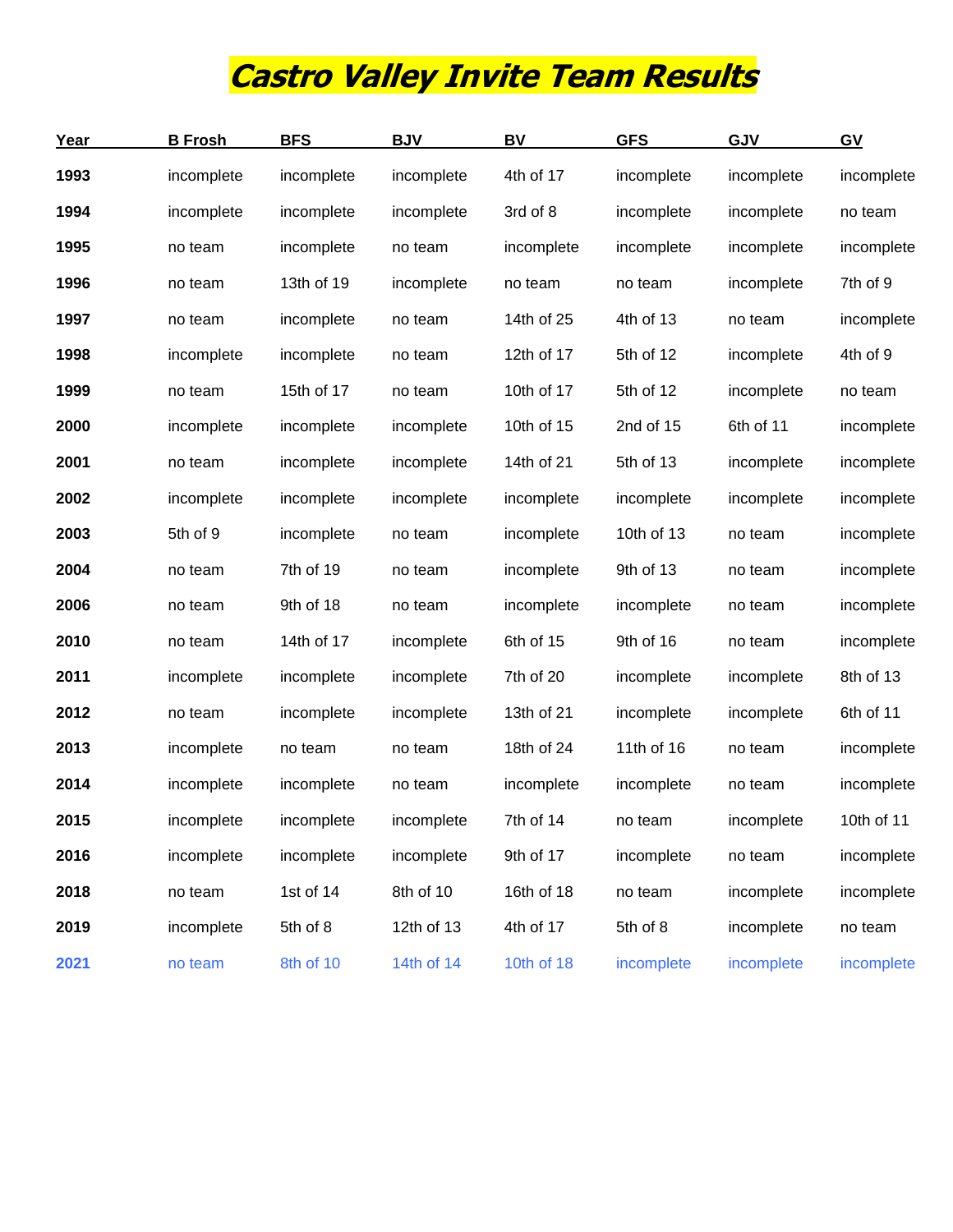# Castro Valley Invite Team Results

| Year | B Frosh | BFS | BJV | BV | GFS | GJV | GV |
|---|---|---|---|---|---|---|---|
| 1993 | incomplete | incomplete | incomplete | 4th of 17 | incomplete | incomplete | incomplete |
| 1994 | incomplete | incomplete | incomplete | 3rd of 8 | incomplete | incomplete | no team |
| 1995 | no team | incomplete | no team | incomplete | incomplete | incomplete | incomplete |
| 1996 | no team | 13th of 19 | incomplete | no team | no team | incomplete | 7th of 9 |
| 1997 | no team | incomplete | no team | 14th of 25 | 4th of 13 | no team | incomplete |
| 1998 | incomplete | incomplete | no team | 12th of 17 | 5th of 12 | incomplete | 4th of 9 |
| 1999 | no team | 15th of 17 | no team | 10th of 17 | 5th of 12 | incomplete | no team |
| 2000 | incomplete | incomplete | incomplete | 10th of 15 | 2nd of 15 | 6th of 11 | incomplete |
| 2001 | no team | incomplete | incomplete | 14th of 21 | 5th of 13 | incomplete | incomplete |
| 2002 | incomplete | incomplete | incomplete | incomplete | incomplete | incomplete | incomplete |
| 2003 | 5th of 9 | incomplete | no team | incomplete | 10th of 13 | no team | incomplete |
| 2004 | no team | 7th of 19 | no team | incomplete | 9th of 13 | no team | incomplete |
| 2006 | no team | 9th of 18 | no team | incomplete | incomplete | no team | incomplete |
| 2010 | no team | 14th of 17 | incomplete | 6th of 15 | 9th of 16 | no team | incomplete |
| 2011 | incomplete | incomplete | incomplete | 7th of 20 | incomplete | incomplete | 8th of 13 |
| 2012 | no team | incomplete | incomplete | 13th of 21 | incomplete | incomplete | 6th of 11 |
| 2013 | incomplete | no team | no team | 18th of 24 | 11th of 16 | no team | incomplete |
| 2014 | incomplete | incomplete | no team | incomplete | incomplete | no team | incomplete |
| 2015 | incomplete | incomplete | incomplete | 7th of 14 | no team | incomplete | 10th of 11 |
| 2016 | incomplete | incomplete | incomplete | 9th of 17 | incomplete | no team | incomplete |
| 2018 | no team | 1st of 14 | 8th of 10 | 16th of 18 | no team | incomplete | incomplete |
| 2019 | incomplete | 5th of 8 | 12th of 13 | 4th of 17 | 5th of 8 | incomplete | no team |
| 2021 | no team | 8th of 10 | 14th of 14 | 10th of 18 | incomplete | incomplete | incomplete |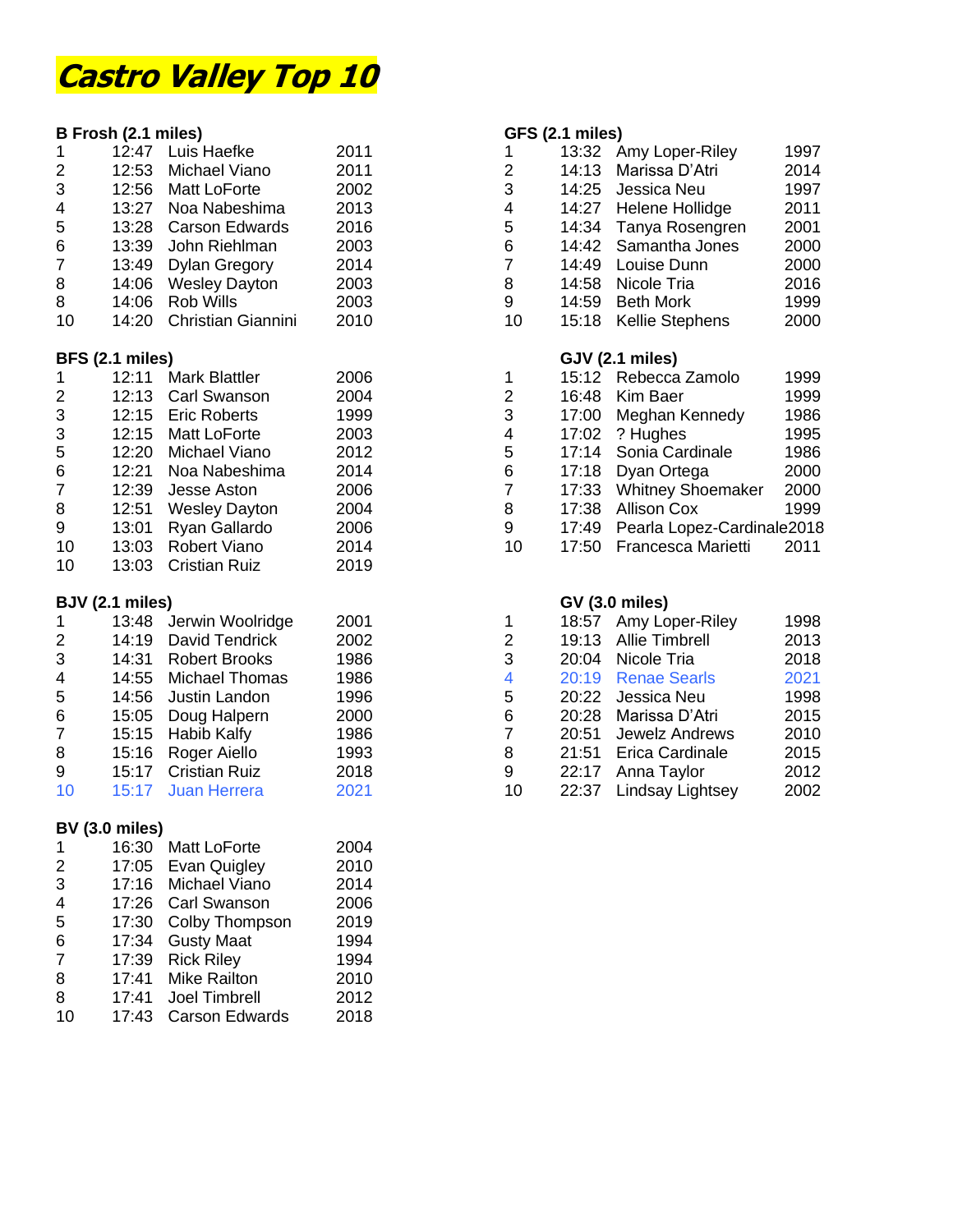# Castro Valley Top 10

### B Frosh (2.1 miles)

| | | | |
|---|---|---|---|
| 1 | 12:47 | Luis Haefke | 2011 |
| 2 | 12:53 | Michael Viano | 2011 |
| 3 | 12:56 | Matt LoForte | 2002 |
| 4 | 13:27 | Noa Nabeshima | 2013 |
| 5 | 13:28 | Carson Edwards | 2016 |
| 6 | 13:39 | John Riehlman | 2003 |
| 7 | 13:49 | Dylan Gregory | 2014 |
| 8 | 14:06 | Wesley Dayton | 2003 |
| 8 | 14:06 | Rob Wills | 2003 |
| 10 | 14:20 | Christian Giannini | 2010 |

### BFS (2.1 miles)

| | | | |
|---|---|---|---|
| 1 | 12:11 | Mark Blattler | 2006 |
| 2 | 12:13 | Carl Swanson | 2004 |
| 3 | 12:15 | Eric Roberts | 1999 |
| 3 | 12:15 | Matt LoForte | 2003 |
| 5 | 12:20 | Michael Viano | 2012 |
| 6 | 12:21 | Noa Nabeshima | 2014 |
| 7 | 12:39 | Jesse Aston | 2006 |
| 8 | 12:51 | Wesley Dayton | 2004 |
| 9 | 13:01 | Ryan Gallardo | 2006 |
| 10 | 13:03 | Robert Viano | 2014 |
| 10 | 13:03 | Cristian Ruiz | 2019 |

### BJV (2.1 miles)

| | | | |
|---|---|---|---|
| 1 | 13:48 | Jerwin Woolridge | 2001 |
| 2 | 14:19 | David Tendrick | 2002 |
| 3 | 14:31 | Robert Brooks | 1986 |
| 4 | 14:55 | Michael Thomas | 1986 |
| 5 | 14:56 | Justin Landon | 1996 |
| 6 | 15:05 | Doug Halpern | 2000 |
| 7 | 15:15 | Habib Kalfy | 1986 |
| 8 | 15:16 | Roger Aiello | 1993 |
| 9 | 15:17 | Cristian Ruiz | 2018 |
| 10 | 15:17 | Juan Herrera | 2021 |

### BV (3.0 miles)

| | | | |
|---|---|---|---|
| 1 | 16:30 | Matt LoForte | 2004 |
| 2 | 17:05 | Evan Quigley | 2010 |
| 3 | 17:16 | Michael Viano | 2014 |
| 4 | 17:26 | Carl Swanson | 2006 |
| 5 | 17:30 | Colby Thompson | 2019 |
| 6 | 17:34 | Gusty Maat | 1994 |
| 7 | 17:39 | Rick Riley | 1994 |
| 8 | 17:41 | Mike Railton | 2010 |
| 8 | 17:41 | Joel Timbrell | 2012 |
| 10 | 17:43 | Carson Edwards | 2018 |

### GFS (2.1 miles)

| | | | |
|---|---|---|---|
| 1 | 13:32 | Amy Loper-Riley | 1997 |
| 2 | 14:13 | Marissa D'Atri | 2014 |
| 3 | 14:25 | Jessica Neu | 1997 |
| 4 | 14:27 | Helene Hollidge | 2011 |
| 5 | 14:34 | Tanya Rosengren | 2001 |
| 6 | 14:42 | Samantha Jones | 2000 |
| 7 | 14:49 | Louise Dunn | 2000 |
| 8 | 14:58 | Nicole Tria | 2016 |
| 9 | 14:59 | Beth Mork | 1999 |
| 10 | 15:18 | Kellie Stephens | 2000 |

### GJV (2.1 miles)

| | | | |
|---|---|---|---|
| 1 | 15:12 | Rebecca Zamolo | 1999 |
| 2 | 16:48 | Kim Baer | 1999 |
| 3 | 17:00 | Meghan Kennedy | 1986 |
| 4 | 17:02 | ? Hughes | 1995 |
| 5 | 17:14 | Sonia Cardinale | 1986 |
| 6 | 17:18 | Dyan Ortega | 2000 |
| 7 | 17:33 | Whitney Shoemaker | 2000 |
| 8 | 17:38 | Allison Cox | 1999 |
| 9 | 17:49 | Pearla Lopez-Cardinale | 2018 |
| 10 | 17:50 | Francesca Marietti | 2011 |

### GV (3.0 miles)

| | | | |
|---|---|---|---|
| 1 | 18:57 | Amy Loper-Riley | 1998 |
| 2 | 19:13 | Allie Timbrell | 2013 |
| 3 | 20:04 | Nicole Tria | 2018 |
| 4 | 20:19 | Renae Searls | 2021 |
| 5 | 20:22 | Jessica Neu | 1998 |
| 6 | 20:28 | Marissa D'Atri | 2015 |
| 7 | 20:51 | Jewelz Andrews | 2010 |
| 8 | 21:51 | Erica Cardinale | 2015 |
| 9 | 22:17 | Anna Taylor | 2012 |
| 10 | 22:37 | Lindsay Lightsey | 2002 |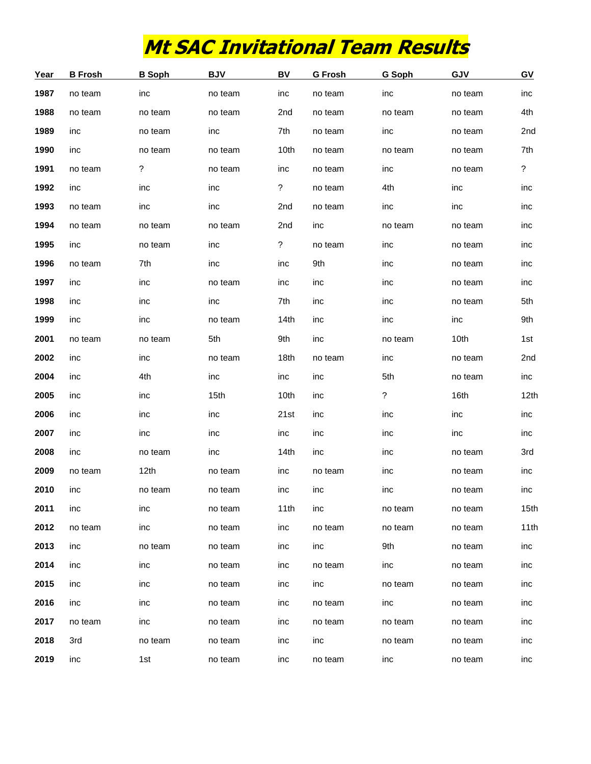# Mt SAC Invitational Team Results

| Year | B Frosh | B Soph | BJV | BV | G Frosh | G Soph | GJV | GV |
|---|---|---|---|---|---|---|---|---|
| 1987 | no team | inc | no team | inc | no team | inc | no team | inc |
| 1988 | no team | no team | no team | 2nd | no team | no team | no team | 4th |
| 1989 | inc | no team | inc | 7th | no team | inc | no team | 2nd |
| 1990 | inc | no team | no team | 10th | no team | no team | no team | 7th |
| 1991 | no team | ? | no team | inc | no team | inc | no team | ? |
| 1992 | inc | inc | inc | ? | no team | 4th | inc | inc |
| 1993 | no team | inc | inc | 2nd | no team | inc | inc | inc |
| 1994 | no team | no team | no team | 2nd | inc | no team | no team | inc |
| 1995 | inc | no team | inc | ? | no team | inc | no team | inc |
| 1996 | no team | 7th | inc | inc | 9th | inc | no team | inc |
| 1997 | inc | inc | no team | inc | inc | inc | no team | inc |
| 1998 | inc | inc | inc | 7th | inc | inc | no team | 5th |
| 1999 | inc | inc | no team | 14th | inc | inc | inc | 9th |
| 2001 | no team | no team | 5th | 9th | inc | no team | 10th | 1st |
| 2002 | inc | inc | no team | 18th | no team | inc | no team | 2nd |
| 2004 | inc | 4th | inc | inc | inc | 5th | no team | inc |
| 2005 | inc | inc | 15th | 10th | inc | ? | 16th | 12th |
| 2006 | inc | inc | inc | 21st | inc | inc | inc | inc |
| 2007 | inc | inc | inc | inc | inc | inc | inc | inc |
| 2008 | inc | no team | inc | 14th | inc | inc | no team | 3rd |
| 2009 | no team | 12th | no team | inc | no team | inc | no team | inc |
| 2010 | inc | no team | no team | inc | inc | inc | no team | inc |
| 2011 | inc | inc | no team | 11th | inc | no team | no team | 15th |
| 2012 | no team | inc | no team | inc | no team | no team | no team | 11th |
| 2013 | inc | no team | no team | inc | inc | 9th | no team | inc |
| 2014 | inc | inc | no team | inc | no team | inc | no team | inc |
| 2015 | inc | inc | no team | inc | inc | no team | no team | inc |
| 2016 | inc | inc | no team | inc | no team | inc | no team | inc |
| 2017 | no team | inc | no team | inc | no team | no team | no team | inc |
| 2018 | 3rd | no team | no team | inc | inc | no team | no team | inc |
| 2019 | inc | 1st | no team | inc | no team | inc | no team | inc |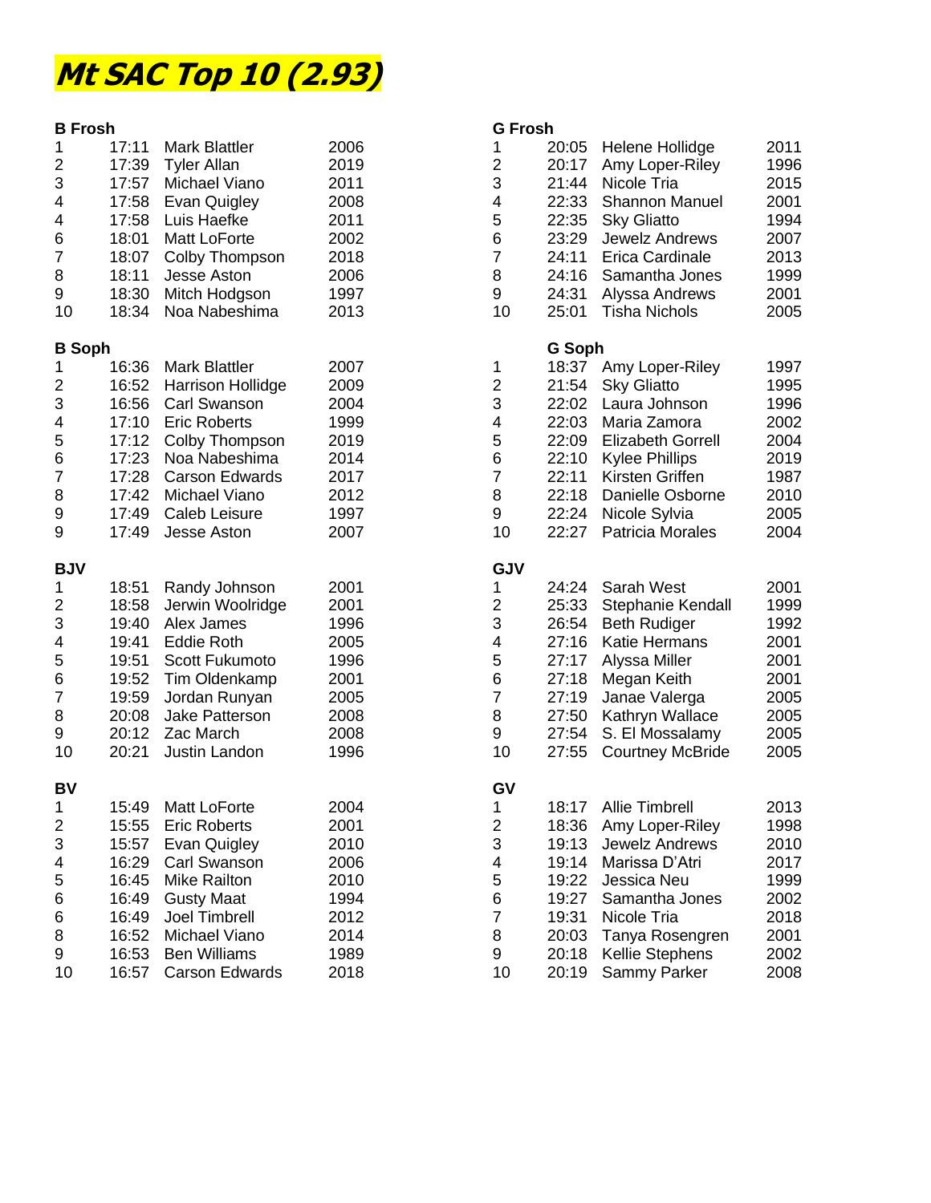# Mt SAC Top 10 (2.93)

**B Frosh**

| | | | |
|---|---|---|---|
| 1 | 17:11 | Mark Blattler | 2006 |
| 2 | 17:39 | Tyler Allan | 2019 |
| 3 | 17:57 | Michael Viano | 2011 |
| 4 | 17:58 | Evan Quigley | 2008 |
| 4 | 17:58 | Luis Haefke | 2011 |
| 6 | 18:01 | Matt LoForte | 2002 |
| 7 | 18:07 | Colby Thompson | 2018 |
| 8 | 18:11 | Jesse Aston | 2006 |
| 9 | 18:30 | Mitch Hodgson | 1997 |
| 10 | 18:34 | Noa Nabeshima | 2013 |

**B Soph**

| | | | |
|---|---|---|---|
| 1 | 16:36 | Mark Blattler | 2007 |
| 2 | 16:52 | Harrison Hollidge | 2009 |
| 3 | 16:56 | Carl Swanson | 2004 |
| 4 | 17:10 | Eric Roberts | 1999 |
| 5 | 17:12 | Colby Thompson | 2019 |
| 6 | 17:23 | Noa Nabeshima | 2014 |
| 7 | 17:28 | Carson Edwards | 2017 |
| 8 | 17:42 | Michael Viano | 2012 |
| 9 | 17:49 | Caleb Leisure | 1997 |
| 9 | 17:49 | Jesse Aston | 2007 |

**BJV**

| | | | |
|---|---|---|---|
| 1 | 18:51 | Randy Johnson | 2001 |
| 2 | 18:58 | Jerwin Woolridge | 2001 |
| 3 | 19:40 | Alex James | 1996 |
| 4 | 19:41 | Eddie Roth | 2005 |
| 5 | 19:51 | Scott Fukumoto | 1996 |
| 6 | 19:52 | Tim Oldenkamp | 2001 |
| 7 | 19:59 | Jordan Runyan | 2005 |
| 8 | 20:08 | Jake Patterson | 2008 |
| 9 | 20:12 | Zac March | 2008 |
| 10 | 20:21 | Justin Landon | 1996 |

**BV**

| | | | |
|---|---|---|---|
| 1 | 15:49 | Matt LoForte | 2004 |
| 2 | 15:55 | Eric Roberts | 2001 |
| 3 | 15:57 | Evan Quigley | 2010 |
| 4 | 16:29 | Carl Swanson | 2006 |
| 5 | 16:45 | Mike Railton | 2010 |
| 6 | 16:49 | Gusty Maat | 1994 |
| 6 | 16:49 | Joel Timbrell | 2012 |
| 8 | 16:52 | Michael Viano | 2014 |
| 9 | 16:53 | Ben Williams | 1989 |
| 10 | 16:57 | Carson Edwards | 2018 |

**G Frosh**

| | | | |
|---|---|---|---|
| 1 | 20:05 | Helene Hollidge | 2011 |
| 2 | 20:17 | Amy Loper-Riley | 1996 |
| 3 | 21:44 | Nicole Tria | 2015 |
| 4 | 22:33 | Shannon Manuel | 2001 |
| 5 | 22:35 | Sky Gliatto | 1994 |
| 6 | 23:29 | Jewelz Andrews | 2007 |
| 7 | 24:11 | Erica Cardinale | 2013 |
| 8 | 24:16 | Samantha Jones | 1999 |
| 9 | 24:31 | Alyssa Andrews | 2001 |
| 10 | 25:01 | Tisha Nichols | 2005 |

**G Soph**

| | | | |
|---|---|---|---|
| 1 | 18:37 | Amy Loper-Riley | 1997 |
| 2 | 21:54 | Sky Gliatto | 1995 |
| 3 | 22:02 | Laura Johnson | 1996 |
| 4 | 22:03 | Maria Zamora | 2002 |
| 5 | 22:09 | Elizabeth Gorrell | 2004 |
| 6 | 22:10 | Kylee Phillips | 2019 |
| 7 | 22:11 | Kirsten Griffen | 1987 |
| 8 | 22:18 | Danielle Osborne | 2010 |
| 9 | 22:24 | Nicole Sylvia | 2005 |
| 10 | 22:27 | Patricia Morales | 2004 |

**GJV**

| | | | |
|---|---|---|---|
| 1 | 24:24 | Sarah West | 2001 |
| 2 | 25:33 | Stephanie Kendall | 1999 |
| 3 | 26:54 | Beth Rudiger | 1992 |
| 4 | 27:16 | Katie Hermans | 2001 |
| 5 | 27:17 | Alyssa Miller | 2001 |
| 6 | 27:18 | Megan Keith | 2001 |
| 7 | 27:19 | Janae Valerga | 2005 |
| 8 | 27:50 | Kathryn Wallace | 2005 |
| 9 | 27:54 | S. El Mossalamy | 2005 |
| 10 | 27:55 | Courtney McBride | 2005 |

**GV**

| | | | |
|---|---|---|---|
| 1 | 18:17 | Allie Timbrell | 2013 |
| 2 | 18:36 | Amy Loper-Riley | 1998 |
| 3 | 19:13 | Jewelz Andrews | 2010 |
| 4 | 19:14 | Marissa D'Atri | 2017 |
| 5 | 19:22 | Jessica Neu | 1999 |
| 6 | 19:27 | Samantha Jones | 2002 |
| 7 | 19:31 | Nicole Tria | 2018 |
| 8 | 20:03 | Tanya Rosengren | 2001 |
| 9 | 20:18 | Kellie Stephens | 2002 |
| 10 | 20:19 | Sammy Parker | 2008 |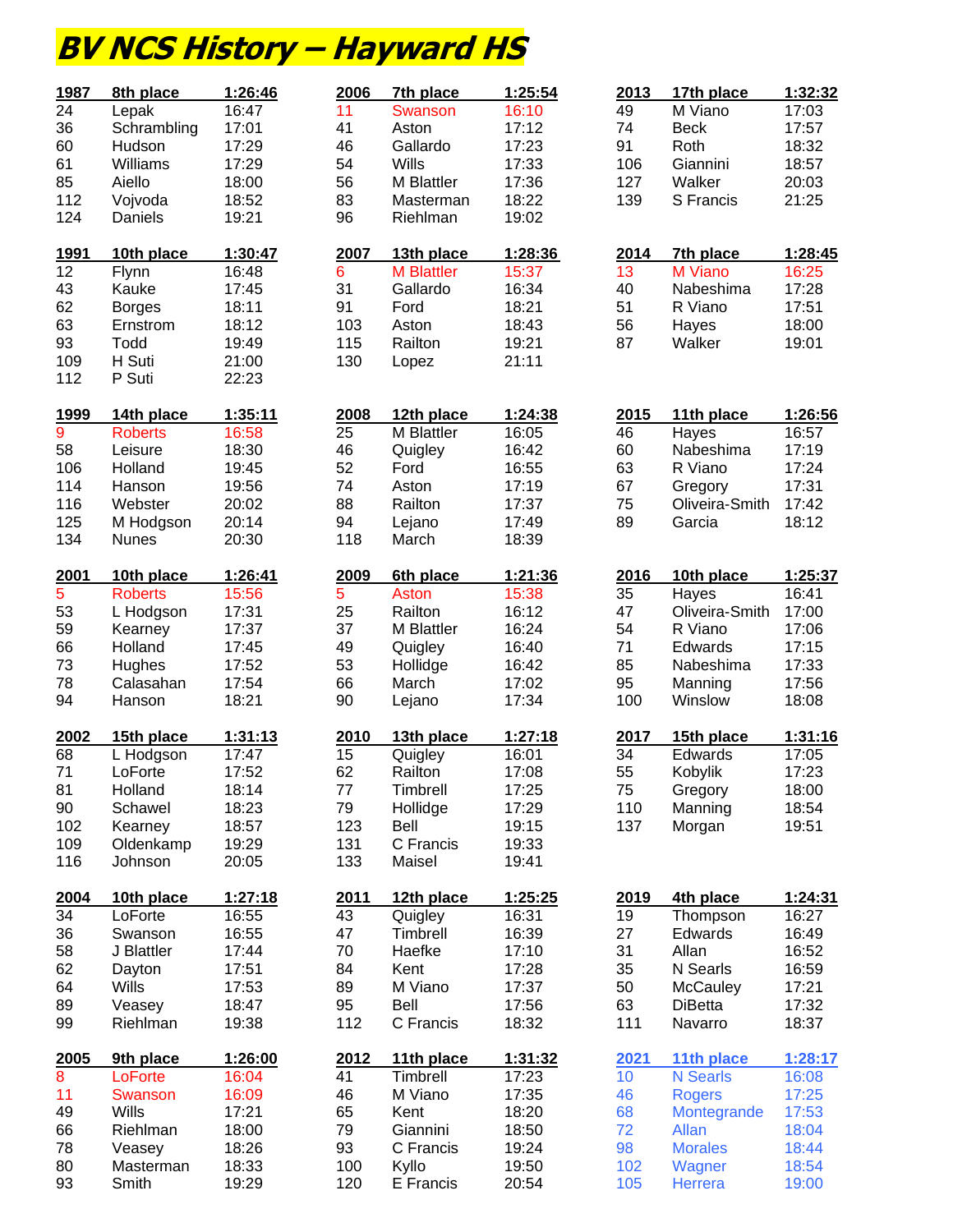# BV NCS History – Hayward HS

| 1987 | 8th place | 1:26:46 |
|---|---|---|
| 24 | Lepak | 16:47 |
| 36 | Schrambling | 17:01 |
| 60 | Hudson | 17:29 |
| 61 | Williams | 17:29 |
| 85 | Aiello | 18:00 |
| 112 | Vojvoda | 18:52 |
| 124 | Daniels | 19:21 |

| 1991 | 10th place | 1:30:47 |
|---|---|---|
| 12 | Flynn | 16:48 |
| 43 | Kauke | 17:45 |
| 62 | Borges | 18:11 |
| 63 | Ernstrom | 18:12 |
| 93 | Todd | 19:49 |
| 109 | H Suti | 21:00 |
| 112 | P Suti | 22:23 |

| 1999 | 14th place | 1:35:11 |
|---|---|---|
| 9 | Roberts | 16:58 |
| 58 | Leisure | 18:30 |
| 106 | Holland | 19:45 |
| 114 | Hanson | 19:56 |
| 116 | Webster | 20:02 |
| 125 | M Hodgson | 20:14 |
| 134 | Nunes | 20:30 |

| 2001 | 10th place | 1:26:41 |
|---|---|---|
| 5 | Roberts | 15:56 |
| 53 | L Hodgson | 17:31 |
| 59 | Kearney | 17:37 |
| 66 | Holland | 17:45 |
| 73 | Hughes | 17:52 |
| 78 | Calasahan | 17:54 |
| 94 | Hanson | 18:21 |

| 2002 | 15th place | 1:31:13 |
|---|---|---|
| 68 | L Hodgson | 17:47 |
| 71 | LoForte | 17:52 |
| 81 | Holland | 18:14 |
| 90 | Schawel | 18:23 |
| 102 | Kearney | 18:57 |
| 109 | Oldenkamp | 19:29 |
| 116 | Johnson | 20:05 |

| 2004 | 10th place | 1:27:18 |
|---|---|---|
| 34 | LoForte | 16:55 |
| 36 | Swanson | 16:55 |
| 58 | J Blattler | 17:44 |
| 62 | Dayton | 17:51 |
| 64 | Wills | 17:53 |
| 89 | Veasey | 18:47 |
| 99 | Riehlman | 19:38 |

| 2005 | 9th place | 1:26:00 |
|---|---|---|
| 8 | LoForte | 16:04 |
| 11 | Swanson | 16:09 |
| 49 | Wills | 17:21 |
| 66 | Riehlman | 18:00 |
| 78 | Veasey | 18:26 |
| 80 | Masterman | 18:33 |
| 93 | Smith | 19:29 |

| 2006 | 7th place | 1:25:54 |
|---|---|---|
| 11 | Swanson | 16:10 |
| 41 | Aston | 17:12 |
| 46 | Gallardo | 17:23 |
| 54 | Wills | 17:33 |
| 56 | M Blattler | 17:36 |
| 83 | Masterman | 18:22 |
| 96 | Riehlman | 19:02 |

| 2007 | 13th place | 1:28:36 |
|---|---|---|
| 6 | M Blattler | 15:37 |
| 31 | Gallardo | 16:34 |
| 91 | Ford | 18:21 |
| 103 | Aston | 18:43 |
| 115 | Railton | 19:21 |
| 130 | Lopez | 21:11 |

| 2008 | 12th place | 1:24:38 |
|---|---|---|
| 25 | M Blattler | 16:05 |
| 46 | Quigley | 16:42 |
| 52 | Ford | 16:55 |
| 74 | Aston | 17:19 |
| 88 | Railton | 17:37 |
| 94 | Lejano | 17:49 |
| 118 | March | 18:39 |

| 2009 | 6th place | 1:21:36 |
|---|---|---|
| 5 | Aston | 15:38 |
| 25 | Railton | 16:12 |
| 37 | M Blattler | 16:24 |
| 49 | Quigley | 16:40 |
| 53 | Hollidge | 16:42 |
| 66 | March | 17:02 |
| 90 | Lejano | 17:34 |

| 2010 | 13th place | 1:27:18 |
|---|---|---|
| 15 | Quigley | 16:01 |
| 62 | Railton | 17:08 |
| 77 | Timbrell | 17:25 |
| 79 | Hollidge | 17:29 |
| 123 | Bell | 19:15 |
| 131 | C Francis | 19:33 |
| 133 | Maisel | 19:41 |

| 2011 | 12th place | 1:25:25 |
|---|---|---|
| 43 | Quigley | 16:31 |
| 47 | Timbrell | 16:39 |
| 70 | Haefke | 17:10 |
| 84 | Kent | 17:28 |
| 89 | M Viano | 17:37 |
| 95 | Bell | 17:56 |
| 112 | C Francis | 18:32 |

| 2012 | 11th place | 1:31:32 |
|---|---|---|
| 41 | Timbrell | 17:23 |
| 46 | M Viano | 17:35 |
| 65 | Kent | 18:20 |
| 79 | Giannini | 18:50 |
| 93 | C Francis | 19:24 |
| 100 | Kyllo | 19:50 |
| 120 | E Francis | 20:54 |

| 2013 | 17th place | 1:32:32 |
|---|---|---|
| 49 | M Viano | 17:03 |
| 74 | Beck | 17:57 |
| 91 | Roth | 18:32 |
| 106 | Giannini | 18:57 |
| 127 | Walker | 20:03 |
| 139 | S Francis | 21:25 |

| 2014 | 7th place | 1:28:45 |
|---|---|---|
| 13 | M Viano | 16:25 |
| 40 | Nabeshima | 17:28 |
| 51 | R Viano | 17:51 |
| 56 | Hayes | 18:00 |
| 87 | Walker | 19:01 |

| 2015 | 11th place | 1:26:56 |
|---|---|---|
| 46 | Hayes | 16:57 |
| 60 | Nabeshima | 17:19 |
| 63 | R Viano | 17:24 |
| 67 | Gregory | 17:31 |
| 75 | Oliveira-Smith | 17:42 |
| 89 | Garcia | 18:12 |

| 2016 | 10th place | 1:25:37 |
|---|---|---|
| 35 | Hayes | 16:41 |
| 47 | Oliveira-Smith | 17:00 |
| 54 | R Viano | 17:06 |
| 71 | Edwards | 17:15 |
| 85 | Nabeshima | 17:33 |
| 95 | Manning | 17:56 |
| 100 | Winslow | 18:08 |

| 2017 | 15th place | 1:31:16 |
|---|---|---|
| 34 | Edwards | 17:05 |
| 55 | Kobylik | 17:23 |
| 75 | Gregory | 18:00 |
| 110 | Manning | 18:54 |
| 137 | Morgan | 19:51 |

| 2019 | 4th place | 1:24:31 |
|---|---|---|
| 19 | Thompson | 16:27 |
| 27 | Edwards | 16:49 |
| 31 | Allan | 16:52 |
| 35 | N Searls | 16:59 |
| 50 | McCauley | 17:21 |
| 63 | DiBetta | 17:32 |
| 111 | Navarro | 18:37 |

| 2021 | 11th place | 1:28:17 |
|---|---|---|
| 10 | N Searls | 16:08 |
| 46 | Rogers | 17:25 |
| 68 | Montegrande | 17:53 |
| 72 | Allan | 18:04 |
| 98 | Morales | 18:44 |
| 102 | Wagner | 18:54 |
| 105 | Herrera | 19:00 |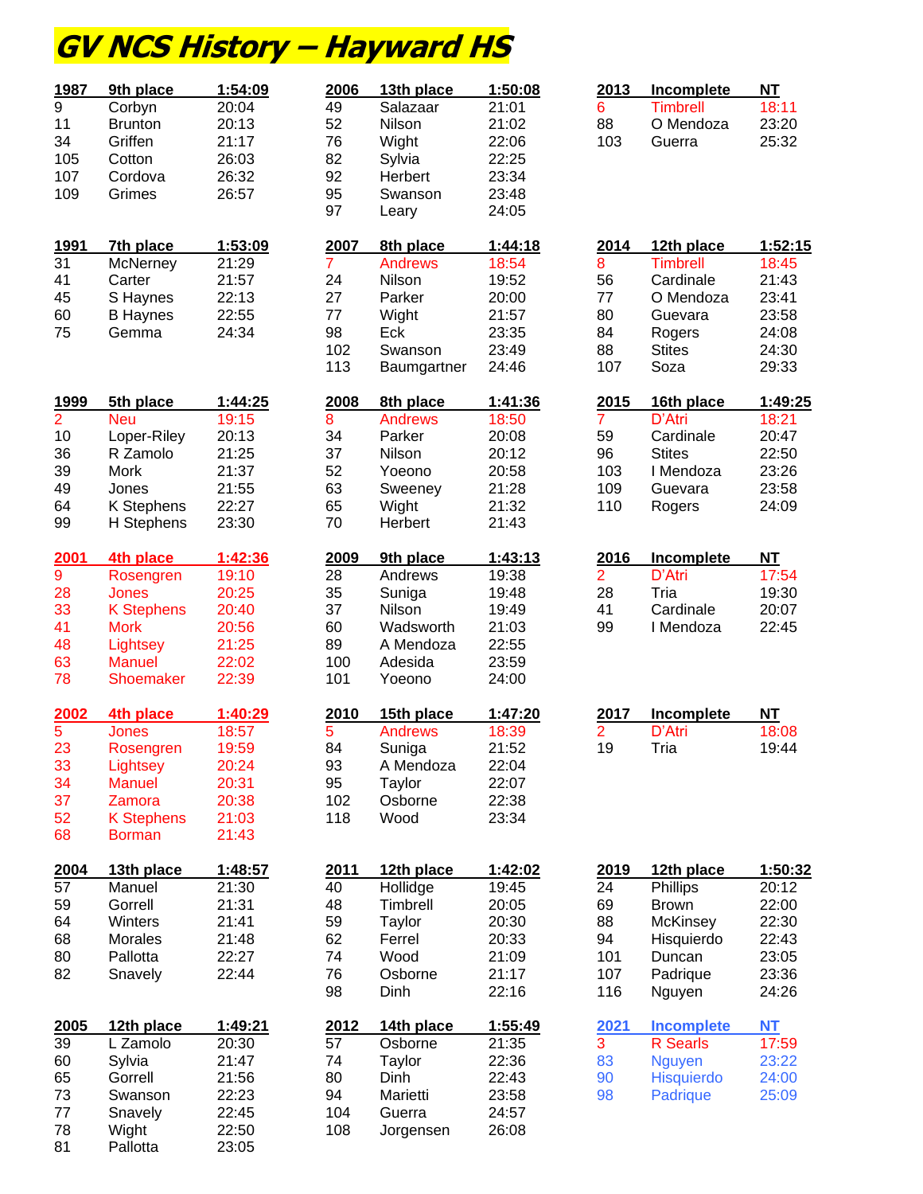# GV NCS History – Hayward HS

| 1987 | 9th place | 1:54:09 |
|---|---|---|
| 9 | Corbyn | 20:04 |
| 11 | Brunton | 20:13 |
| 34 | Griffen | 21:17 |
| 105 | Cotton | 26:03 |
| 107 | Cordova | 26:32 |
| 109 | Grimes | 26:57 |

| 1991 | 7th place | 1:53:09 |
|---|---|---|
| 31 | McNerney | 21:29 |
| 41 | Carter | 21:57 |
| 45 | S Haynes | 22:13 |
| 60 | B Haynes | 22:55 |
| 75 | Gemma | 24:34 |

| 1999 | 5th place | 1:44:25 |
|---|---|---|
| 2 | Neu | 19:15 |
| 10 | Loper-Riley | 20:13 |
| 36 | R Zamolo | 21:25 |
| 39 | Mork | 21:37 |
| 49 | Jones | 21:55 |
| 64 | K Stephens | 22:27 |
| 99 | H Stephens | 23:30 |

| 2001 | 4th place | 1:42:36 |
|---|---|---|
| 9 | Rosengren | 19:10 |
| 28 | Jones | 20:25 |
| 33 | K Stephens | 20:40 |
| 41 | Mork | 20:56 |
| 48 | Lightsey | 21:25 |
| 63 | Manuel | 22:02 |
| 78 | Shoemaker | 22:39 |

| 2002 | 4th place | 1:40:29 |
|---|---|---|
| 5 | Jones | 18:57 |
| 23 | Rosengren | 19:59 |
| 33 | Lightsey | 20:24 |
| 34 | Manuel | 20:31 |
| 37 | Zamora | 20:38 |
| 52 | K Stephens | 21:03 |
| 68 | Borman | 21:43 |

| 2004 | 13th place | 1:48:57 |
|---|---|---|
| 57 | Manuel | 21:30 |
| 59 | Gorrell | 21:31 |
| 64 | Winters | 21:41 |
| 68 | Morales | 21:48 |
| 80 | Pallotta | 22:27 |
| 82 | Snavely | 22:44 |

| 2005 | 12th place | 1:49:21 |
|---|---|---|
| 39 | L Zamolo | 20:30 |
| 60 | Sylvia | 21:47 |
| 65 | Gorrell | 21:56 |
| 73 | Swanson | 22:23 |
| 77 | Snavely | 22:45 |
| 78 | Wight | 22:50 |
| 81 | Pallotta | 23:05 |

| 2006 | 13th place | 1:50:08 |
|---|---|---|
| 49 | Salazaar | 21:01 |
| 52 | Nilson | 21:02 |
| 76 | Wight | 22:06 |
| 82 | Sylvia | 22:25 |
| 92 | Herbert | 23:34 |
| 95 | Swanson | 23:48 |
| 97 | Leary | 24:05 |

| 2007 | 8th place | 1:44:18 |
|---|---|---|
| 7 | Andrews | 18:54 |
| 24 | Nilson | 19:52 |
| 27 | Parker | 20:00 |
| 77 | Wight | 21:57 |
| 98 | Eck | 23:35 |
| 102 | Swanson | 23:49 |
| 113 | Baumgartner | 24:46 |

| 2008 | 8th place | 1:41:36 |
|---|---|---|
| 8 | Andrews | 18:50 |
| 34 | Parker | 20:08 |
| 37 | Nilson | 20:12 |
| 52 | Yoeono | 20:58 |
| 63 | Sweeney | 21:28 |
| 65 | Wight | 21:32 |
| 70 | Herbert | 21:43 |

| 2009 | 9th place | 1:43:13 |
|---|---|---|
| 28 | Andrews | 19:38 |
| 35 | Suniga | 19:48 |
| 37 | Nilson | 19:49 |
| 60 | Wadsworth | 21:03 |
| 89 | A Mendoza | 22:55 |
| 100 | Adesida | 23:59 |
| 101 | Yoeono | 24:00 |

| 2010 | 15th place | 1:47:20 |
|---|---|---|
| 5 | Andrews | 18:39 |
| 84 | Suniga | 21:52 |
| 93 | A Mendoza | 22:04 |
| 95 | Taylor | 22:07 |
| 102 | Osborne | 22:38 |
| 118 | Wood | 23:34 |

| 2011 | 12th place | 1:42:02 |
|---|---|---|
| 40 | Hollidge | 19:45 |
| 48 | Timbrell | 20:05 |
| 59 | Taylor | 20:30 |
| 62 | Ferrel | 20:33 |
| 74 | Wood | 21:09 |
| 76 | Osborne | 21:17 |
| 98 | Dinh | 22:16 |

| 2012 | 14th place | 1:55:49 |
|---|---|---|
| 57 | Osborne | 21:35 |
| 74 | Taylor | 22:36 |
| 80 | Dinh | 22:43 |
| 94 | Marietti | 23:58 |
| 104 | Guerra | 24:57 |
| 108 | Jorgensen | 26:08 |

| 2013 | Incomplete | NT |
|---|---|---|
| 6 | Timbrell | 18:11 |
| 88 | O Mendoza | 23:20 |
| 103 | Guerra | 25:32 |

| 2014 | 12th place | 1:52:15 |
|---|---|---|
| 8 | Timbrell | 18:45 |
| 56 | Cardinale | 21:43 |
| 77 | O Mendoza | 23:41 |
| 80 | Guevara | 23:58 |
| 84 | Rogers | 24:08 |
| 88 | Stites | 24:30 |
| 107 | Soza | 29:33 |

| 2015 | 16th place | 1:49:25 |
|---|---|---|
| 7 | D'Atri | 18:21 |
| 59 | Cardinale | 20:47 |
| 96 | Stites | 22:50 |
| 103 | I Mendoza | 23:26 |
| 109 | Guevara | 23:58 |
| 110 | Rogers | 24:09 |

| 2016 | Incomplete | NT |
|---|---|---|
| 2 | D'Atri | 17:54 |
| 28 | Tria | 19:30 |
| 41 | Cardinale | 20:07 |
| 99 | I Mendoza | 22:45 |

| 2017 | Incomplete | NT |
|---|---|---|
| 2 | D'Atri | 18:08 |
| 19 | Tria | 19:44 |

| 2019 | 12th place | 1:50:32 |
|---|---|---|
| 24 | Phillips | 20:12 |
| 69 | Brown | 22:00 |
| 88 | McKinsey | 22:30 |
| 94 | Hisquierdo | 22:43 |
| 101 | Duncan | 23:05 |
| 107 | Padrique | 23:36 |
| 116 | Nguyen | 24:26 |

| 2021 | Incomplete | NT |
|---|---|---|
| 3 | R Searls | 17:59 |
| 83 | Nguyen | 23:22 |
| 90 | Hisquierdo | 24:00 |
| 98 | Padrique | 25:09 |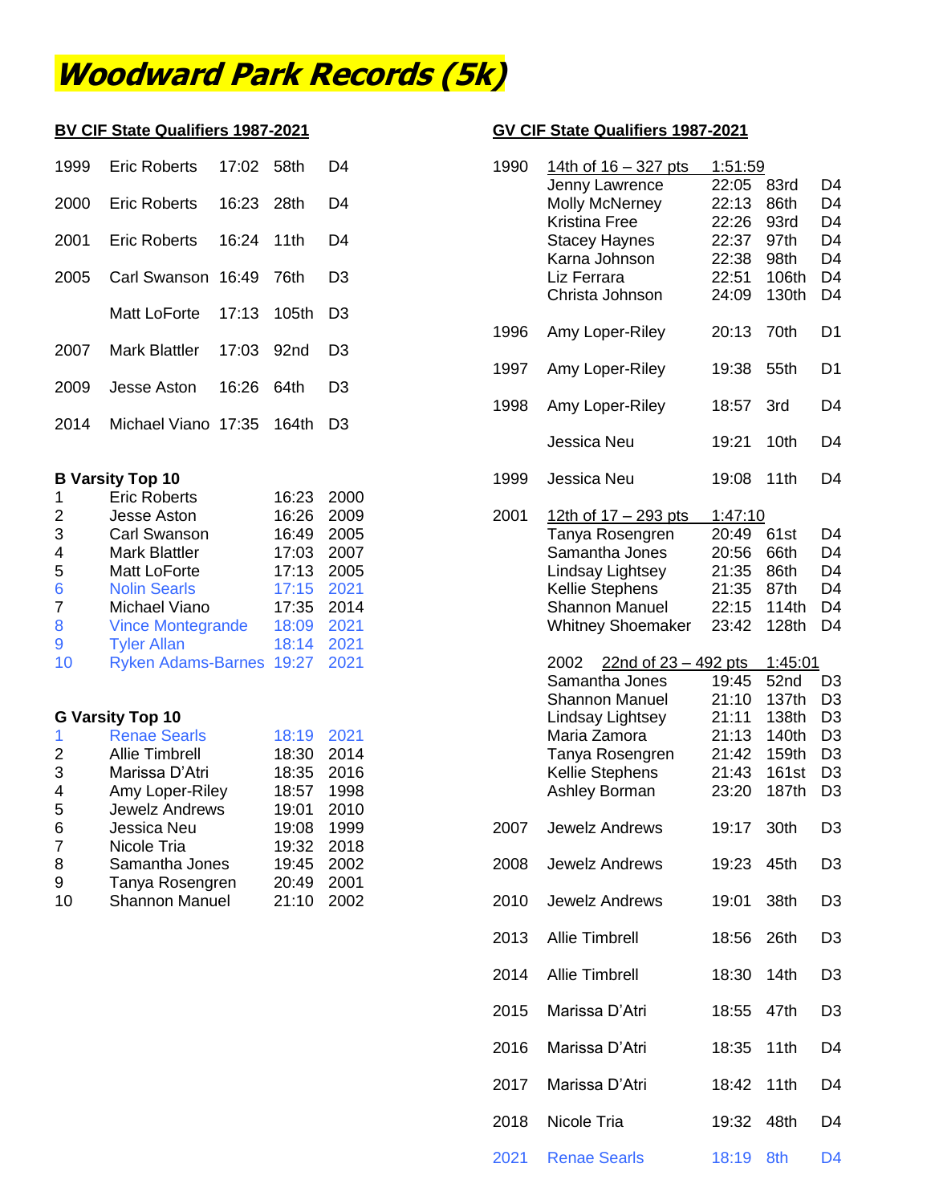# Woodward Park Records (5k)

## BV CIF State Qualifiers 1987-2021

| Year | Name | Time | Place | Div |
|---|---|---|---|---|
| 1999 | Eric Roberts | 17:02 | 58th | D4 |
| 2000 | Eric Roberts | 16:23 | 28th | D4 |
| 2001 | Eric Roberts | 16:24 | 11th | D4 |
| 2005 | Carl Swanson | 16:49 | 76th | D3 |
| | Matt LoForte | 17:13 | 105th | D3 |
| 2007 | Mark Blattler | 17:03 | 92nd | D3 |
| 2009 | Jesse Aston | 16:26 | 64th | D3 |
| 2014 | Michael Viano | 17:35 | 164th | D3 |

### B Varsity Top 10

| Rank | Name | Time | Year |
|---|---|---|---|
| 1 | Eric Roberts | 16:23 | 2000 |
| 2 | Jesse Aston | 16:26 | 2009 |
| 3 | Carl Swanson | 16:49 | 2005 |
| 4 | Mark Blattler | 17:03 | 2007 |
| 5 | Matt LoForte | 17:13 | 2005 |
| 6 | Nolin Searls | 17:15 | 2021 |
| 7 | Michael Viano | 17:35 | 2014 |
| 8 | Vince Montegrande | 18:09 | 2021 |
| 9 | Tyler Allan | 18:14 | 2021 |
| 10 | Ryken Adams-Barnes | 19:27 | 2021 |

### G Varsity Top 10

| Rank | Name | Time | Year |
|---|---|---|---|
| 1 | Renae Searls | 18:19 | 2021 |
| 2 | Allie Timbrell | 18:30 | 2014 |
| 3 | Marissa D'Atri | 18:35 | 2016 |
| 4 | Amy Loper-Riley | 18:57 | 1998 |
| 5 | Jewelz Andrews | 19:01 | 2010 |
| 6 | Jessica Neu | 19:08 | 1999 |
| 7 | Nicole Tria | 19:32 | 2018 |
| 8 | Samantha Jones | 19:45 | 2002 |
| 9 | Tanya Rosengren | 20:49 | 2001 |
| 10 | Shannon Manuel | 21:10 | 2002 |

## GV CIF State Qualifiers 1987-2021

| Year | Name | Time | Place | Div |
|---|---|---|---|---|
| 1990 | 14th of 16 – 327 pts | 1:51:59 | | |
| | Jenny Lawrence | 22:05 | 83rd | D4 |
| | Molly McNerney | 22:13 | 86th | D4 |
| | Kristina Free | 22:26 | 93rd | D4 |
| | Stacey Haynes | 22:37 | 97th | D4 |
| | Karna Johnson | 22:38 | 98th | D4 |
| | Liz Ferrara | 22:51 | 106th | D4 |
| | Christa Johnson | 24:09 | 130th | D4 |
| 1996 | Amy Loper-Riley | 20:13 | 70th | D1 |
| 1997 | Amy Loper-Riley | 19:38 | 55th | D1 |
| 1998 | Amy Loper-Riley | 18:57 | 3rd | D4 |
| | Jessica Neu | 19:21 | 10th | D4 |
| 1999 | Jessica Neu | 19:08 | 11th | D4 |
| 2001 | 12th of 17 – 293 pts | 1:47:10 | | |
| | Tanya Rosengren | 20:49 | 61st | D4 |
| | Samantha Jones | 20:56 | 66th | D4 |
| | Lindsay Lightsey | 21:35 | 86th | D4 |
| | Kellie Stephens | 21:35 | 87th | D4 |
| | Shannon Manuel | 22:15 | 114th | D4 |
| | Whitney Shoemaker | 23:42 | 128th | D4 |
| 2002 | 22nd of 23 – 492 pts | 1:45:01 | | |
| | Samantha Jones | 19:45 | 52nd | D3 |
| | Shannon Manuel | 21:10 | 137th | D3 |
| | Lindsay Lightsey | 21:11 | 138th | D3 |
| | Maria Zamora | 21:13 | 140th | D3 |
| | Tanya Rosengren | 21:42 | 159th | D3 |
| | Kellie Stephens | 21:43 | 161st | D3 |
| | Ashley Borman | 23:20 | 187th | D3 |
| 2007 | Jewelz Andrews | 19:17 | 30th | D3 |
| 2008 | Jewelz Andrews | 19:23 | 45th | D3 |
| 2010 | Jewelz Andrews | 19:01 | 38th | D3 |
| 2013 | Allie Timbrell | 18:56 | 26th | D3 |
| 2014 | Allie Timbrell | 18:30 | 14th | D3 |
| 2015 | Marissa D'Atri | 18:55 | 47th | D3 |
| 2016 | Marissa D'Atri | 18:35 | 11th | D4 |
| 2017 | Marissa D'Atri | 18:42 | 11th | D4 |
| 2018 | Nicole Tria | 19:32 | 48th | D4 |
| 2021 | Renae Searls | 18:19 | 8th | D4 |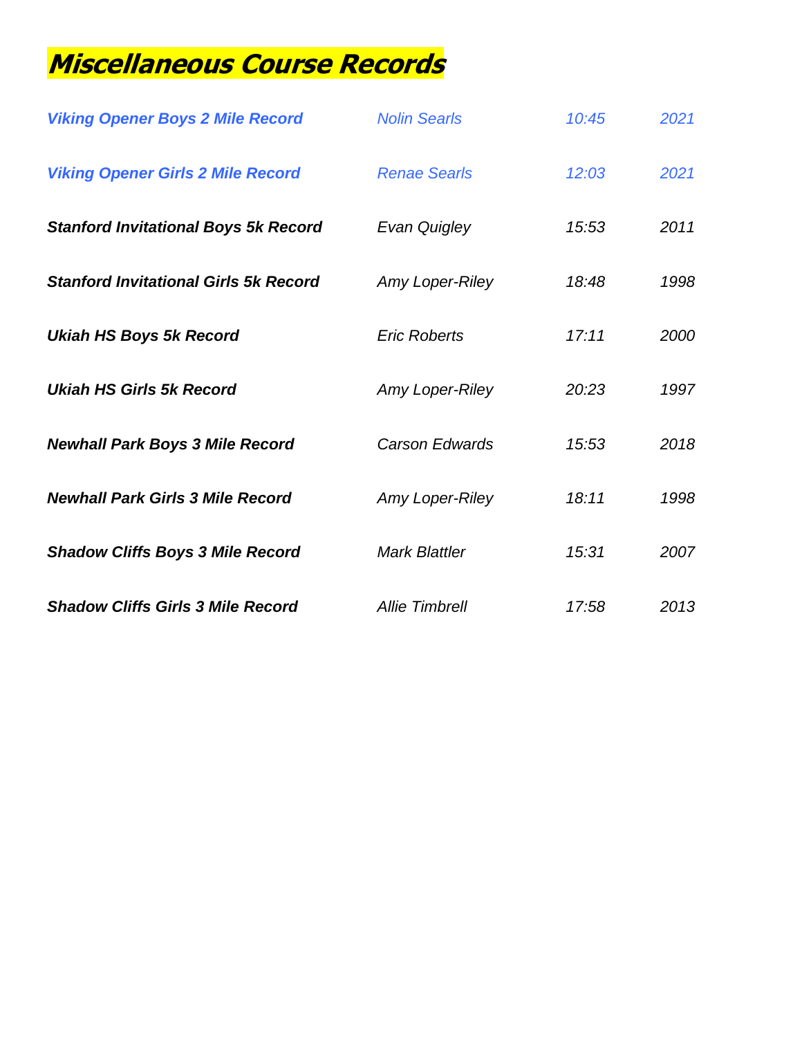# Miscellaneous Course Records

| | | | |
|---|---|---|---|
| ***Viking Opener Boys 2 Mile Record*** | *Nolin Searls* | *10:45* | *2021* |
| ***Viking Opener Girls 2 Mile Record*** | *Renae Searls* | *12:03* | *2021* |
| ***Stanford Invitational Boys 5k Record*** | *Evan Quigley* | *15:53* | *2011* |
| ***Stanford Invitational Girls 5k Record*** | *Amy Loper-Riley* | *18:48* | *1998* |
| ***Ukiah HS Boys 5k Record*** | *Eric Roberts* | *17:11* | *2000* |
| ***Ukiah HS Girls 5k Record*** | *Amy Loper-Riley* | *20:23* | *1997* |
| ***Newhall Park Boys 3 Mile Record*** | *Carson Edwards* | *15:53* | *2018* |
| ***Newhall Park Girls 3 Mile Record*** | *Amy Loper-Riley* | *18:11* | *1998* |
| ***Shadow Cliffs Boys 3 Mile Record*** | *Mark Blattler* | *15:31* | *2007* |
| ***Shadow Cliffs Girls 3 Mile Record*** | *Allie Timbrell* | *17:58* | *2013* |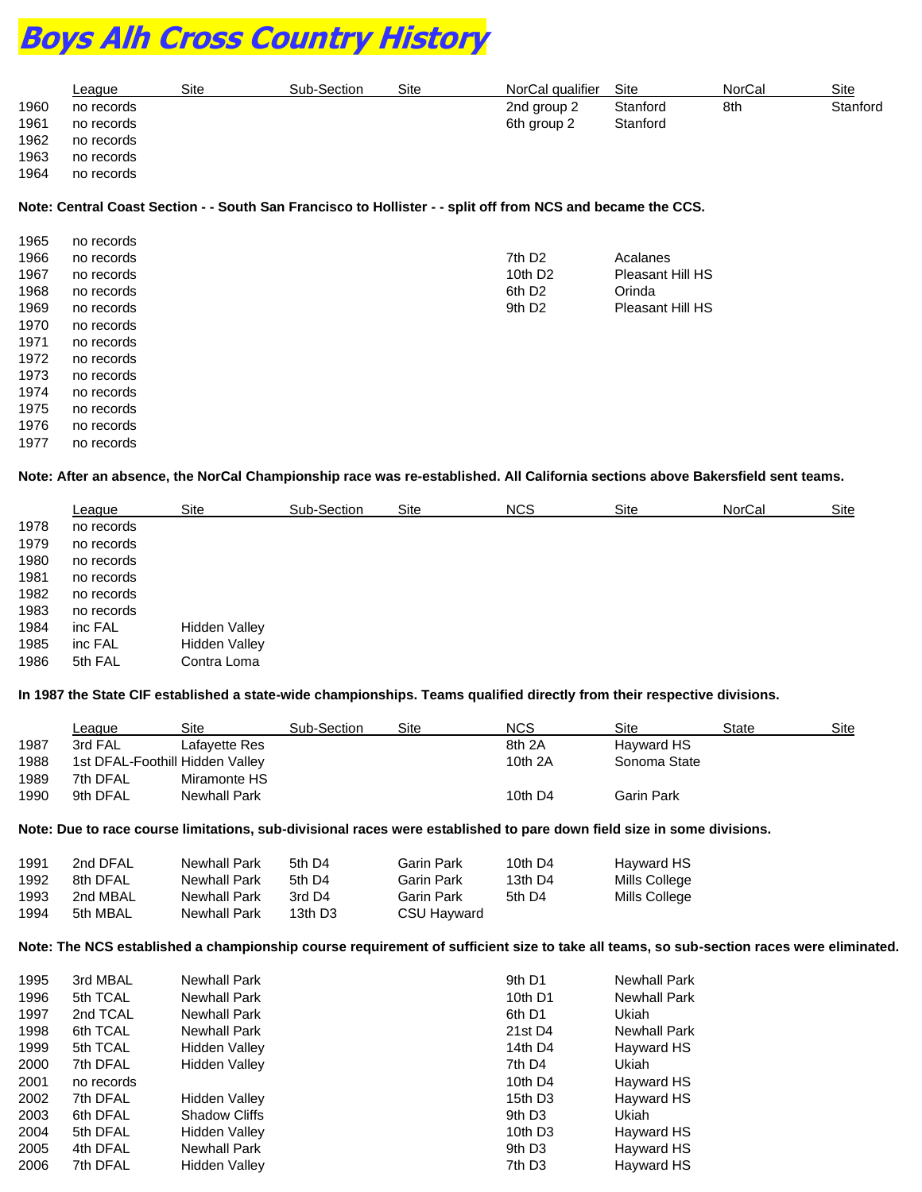# Boys Alh Cross Country History

| | League | Site | Sub-Section | Site | NorCal qualifier | Site | NorCal | Site |
|---|---|---|---|---|---|---|---|---|
| 1960 | no records | | | | 2nd group 2 | Stanford | 8th | Stanford |
| 1961 | no records | | | | 6th group 2 | Stanford | | |
| 1962 | no records | | | | | | | |
| 1963 | no records | | | | | | | |
| 1964 | no records | | | | | | | |

**Note: Central Coast Section - - South San Francisco to Hollister - - split off from NCS and became the CCS.**

| | League | Site | Sub-Section | Site | NorCal qualifier | Site | NorCal | Site |
|---|---|---|---|---|---|---|---|---|
| 1965 | no records | | | | | | | |
| 1966 | no records | | | | 7th D2 | Acalanes | | |
| 1967 | no records | | | | 10th D2 | Pleasant Hill HS | | |
| 1968 | no records | | | | 6th D2 | Orinda | | |
| 1969 | no records | | | | 9th D2 | Pleasant Hill HS | | |
| 1970 | no records | | | | | | | |
| 1971 | no records | | | | | | | |
| 1972 | no records | | | | | | | |
| 1973 | no records | | | | | | | |
| 1974 | no records | | | | | | | |
| 1975 | no records | | | | | | | |
| 1976 | no records | | | | | | | |
| 1977 | no records | | | | | | | |

**Note: After an absence, the NorCal Championship race was re-established. All California sections above Bakersfield sent teams.**

| | League | Site | Sub-Section | Site | NCS | Site | NorCal | Site |
|---|---|---|---|---|---|---|---|---|
| 1978 | no records | | | | | | | |
| 1979 | no records | | | | | | | |
| 1980 | no records | | | | | | | |
| 1981 | no records | | | | | | | |
| 1982 | no records | | | | | | | |
| 1983 | no records | | | | | | | |
| 1984 | inc FAL | Hidden Valley | | | | | | |
| 1985 | inc FAL | Hidden Valley | | | | | | |
| 1986 | 5th FAL | Contra Loma | | | | | | |

**In 1987 the State CIF established a state-wide championships. Teams qualified directly from their respective divisions.**

| | League | Site | Sub-Section | Site | NCS | Site | State | Site |
|---|---|---|---|---|---|---|---|---|
| 1987 | 3rd FAL | Lafayette Res | | | 8th 2A | Hayward HS | | |
| 1988 | 1st DFAL-Foothill | Hidden Valley | | | 10th 2A | Sonoma State | | |
| 1989 | 7th DFAL | Miramonte HS | | | | | | |
| 1990 | 9th DFAL | Newhall Park | | | 10th D4 | Garin Park | | |

**Note: Due to race course limitations, sub-divisional races were established to pare down field size in some divisions.**

| | League | Site | Sub-Section | Site | NCS | Site | State | Site |
|---|---|---|---|---|---|---|---|---|
| 1991 | 2nd DFAL | Newhall Park | 5th D4 | Garin Park | 10th D4 | Hayward HS | | |
| 1992 | 8th DFAL | Newhall Park | 5th D4 | Garin Park | 13th D4 | Mills College | | |
| 1993 | 2nd MBAL | Newhall Park | 3rd D4 | Garin Park | 5th D4 | Mills College | | |
| 1994 | 5th MBAL | Newhall Park | 13th D3 | CSU Hayward | | | | |

**Note: The NCS established a championship course requirement of sufficient size to take all teams, so sub-section races were eliminated.**

| | League | Site | Sub-Section | Site | NCS | Site | State | Site |
|---|---|---|---|---|---|---|---|---|
| 1995 | 3rd MBAL | Newhall Park | | | 9th D1 | Newhall Park | | |
| 1996 | 5th TCAL | Newhall Park | | | 10th D1 | Newhall Park | | |
| 1997 | 2nd TCAL | Newhall Park | | | 6th D1 | Ukiah | | |
| 1998 | 6th TCAL | Newhall Park | | | 21st D4 | Newhall Park | | |
| 1999 | 5th TCAL | Hidden Valley | | | 14th D4 | Hayward HS | | |
| 2000 | 7th DFAL | Hidden Valley | | | 7th D4 | Ukiah | | |
| 2001 | no records | | | | 10th D4 | Hayward HS | | |
| 2002 | 7th DFAL | Hidden Valley | | | 15th D3 | Hayward HS | | |
| 2003 | 6th DFAL | Shadow Cliffs | | | 9th D3 | Ukiah | | |
| 2004 | 5th DFAL | Hidden Valley | | | 10th D3 | Hayward HS | | |
| 2005 | 4th DFAL | Newhall Park | | | 9th D3 | Hayward HS | | |
| 2006 | 7th DFAL | Hidden Valley | | | 7th D3 | Hayward HS | | |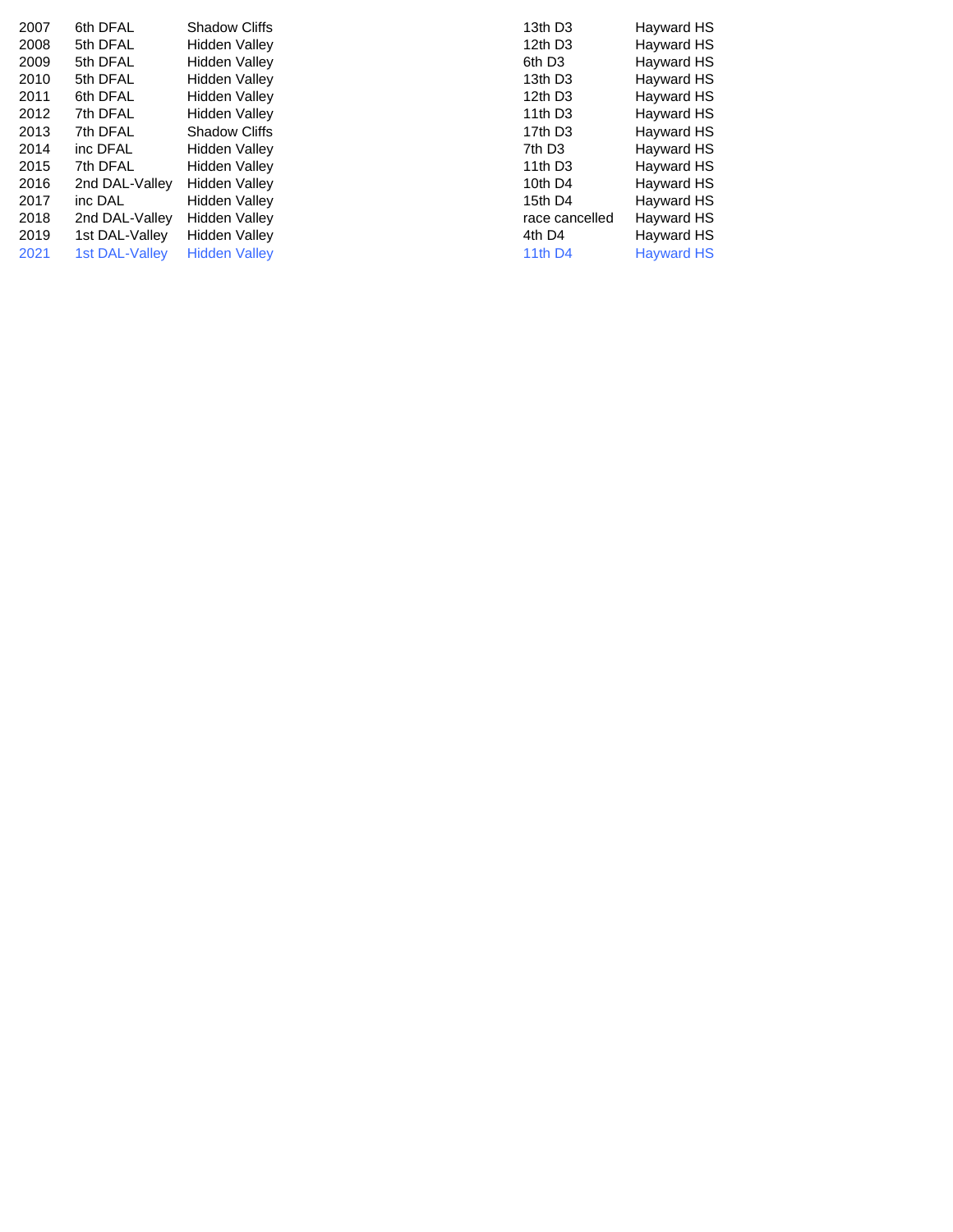| | | | | |
|---|---|---|---|---|
| 2007 | 6th DFAL | Shadow Cliffs | 13th D3 | Hayward HS |
| 2008 | 5th DFAL | Hidden Valley | 12th D3 | Hayward HS |
| 2009 | 5th DFAL | Hidden Valley | 6th D3 | Hayward HS |
| 2010 | 5th DFAL | Hidden Valley | 13th D3 | Hayward HS |
| 2011 | 6th DFAL | Hidden Valley | 12th D3 | Hayward HS |
| 2012 | 7th DFAL | Hidden Valley | 11th D3 | Hayward HS |
| 2013 | 7th DFAL | Shadow Cliffs | 17th D3 | Hayward HS |
| 2014 | inc DFAL | Hidden Valley | 7th D3 | Hayward HS |
| 2015 | 7th DFAL | Hidden Valley | 11th D3 | Hayward HS |
| 2016 | 2nd DAL-Valley | Hidden Valley | 10th D4 | Hayward HS |
| 2017 | inc DAL | Hidden Valley | 15th D4 | Hayward HS |
| 2018 | 2nd DAL-Valley | Hidden Valley | race cancelled | Hayward HS |
| 2019 | 1st DAL-Valley | Hidden Valley | 4th D4 | Hayward HS |
| 2021 | 1st DAL-Valley | Hidden Valley | 11th D4 | Hayward HS |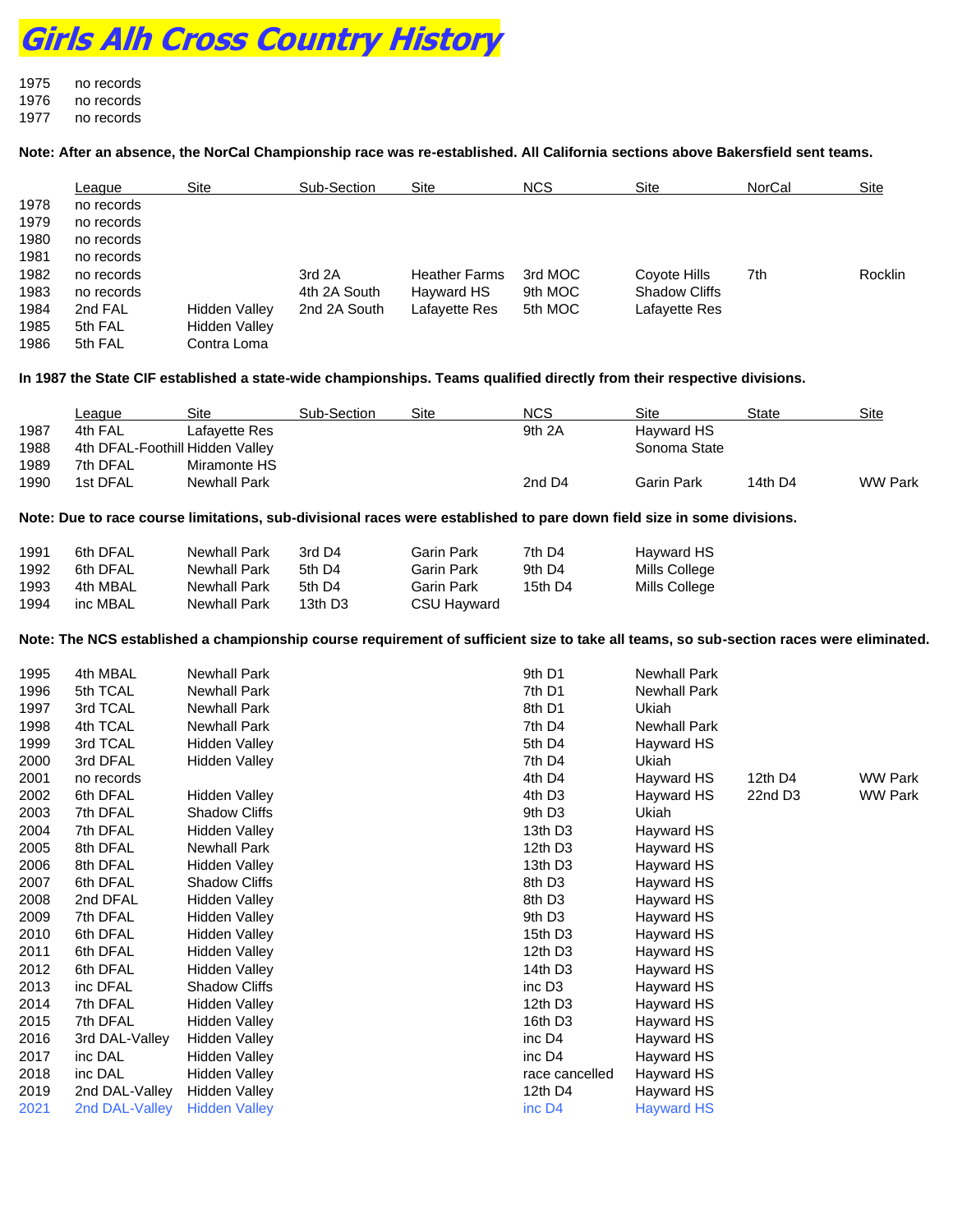# Girls Alh Cross Country History

1975 no records
1976 no records
1977 no records

**Note: After an absence, the NorCal Championship race was re-established. All California sections above Bakersfield sent teams.**

| | League | Site | Sub-Section | Site | NCS | Site | NorCal | Site |
|---|---|---|---|---|---|---|---|---|
| 1978 | no records | | | | | | | |
| 1979 | no records | | | | | | | |
| 1980 | no records | | | | | | | |
| 1981 | no records | | | | | | | |
| 1982 | no records | | 3rd 2A | Heather Farms | 3rd MOC | Coyote Hills | 7th | Rocklin |
| 1983 | no records | | 4th 2A South | Hayward HS | 9th MOC | Shadow Cliffs | | |
| 1984 | 2nd FAL | Hidden Valley | 2nd 2A South | Lafayette Res | 5th MOC | Lafayette Res | | |
| 1985 | 5th FAL | Hidden Valley | | | | | | |
| 1986 | 5th FAL | Contra Loma | | | | | | |

**In 1987 the State CIF established a state-wide championships. Teams qualified directly from their respective divisions.**

| | League | Site | Sub-Section | Site | NCS | Site | State | Site |
|---|---|---|---|---|---|---|---|---|
| 1987 | 4th FAL | Lafayette Res | | | 9th 2A | Hayward HS | | |
| 1988 | 4th DFAL-Foothill | Hidden Valley | | | | Sonoma State | | |
| 1989 | 7th DFAL | Miramonte HS | | | | | | |
| 1990 | 1st DFAL | Newhall Park | | | 2nd D4 | Garin Park | 14th D4 | WW Park |

**Note: Due to race course limitations, sub-divisional races were established to pare down field size in some divisions.**

| | | | | | | | | |
|---|---|---|---|---|---|---|---|---|
| 1991 | 6th DFAL | Newhall Park | 3rd D4 | Garin Park | 7th D4 | Hayward HS | | |
| 1992 | 6th DFAL | Newhall Park | 5th D4 | Garin Park | 9th D4 | Mills College | | |
| 1993 | 4th MBAL | Newhall Park | 5th D4 | Garin Park | 15th D4 | Mills College | | |
| 1994 | inc MBAL | Newhall Park | 13th D3 | CSU Hayward | | | | |

**Note: The NCS established a championship course requirement of sufficient size to take all teams, so sub-section races were eliminated.**

| | | | | | | | | |
|---|---|---|---|---|---|---|---|---|
| 1995 | 4th MBAL | Newhall Park | | | 9th D1 | Newhall Park | | |
| 1996 | 5th TCAL | Newhall Park | | | 7th D1 | Newhall Park | | |
| 1997 | 3rd TCAL | Newhall Park | | | 8th D1 | Ukiah | | |
| 1998 | 4th TCAL | Newhall Park | | | 7th D4 | Newhall Park | | |
| 1999 | 3rd TCAL | Hidden Valley | | | 5th D4 | Hayward HS | | |
| 2000 | 3rd DFAL | Hidden Valley | | | 7th D4 | Ukiah | | |
| 2001 | no records | | | | 4th D4 | Hayward HS | 12th D4 | WW Park |
| 2002 | 6th DFAL | Hidden Valley | | | 4th D3 | Hayward HS | 22nd D3 | WW Park |
| 2003 | 7th DFAL | Shadow Cliffs | | | 9th D3 | Ukiah | | |
| 2004 | 7th DFAL | Hidden Valley | | | 13th D3 | Hayward HS | | |
| 2005 | 8th DFAL | Newhall Park | | | 12th D3 | Hayward HS | | |
| 2006 | 8th DFAL | Hidden Valley | | | 13th D3 | Hayward HS | | |
| 2007 | 6th DFAL | Shadow Cliffs | | | 8th D3 | Hayward HS | | |
| 2008 | 2nd DFAL | Hidden Valley | | | 8th D3 | Hayward HS | | |
| 2009 | 7th DFAL | Hidden Valley | | | 9th D3 | Hayward HS | | |
| 2010 | 6th DFAL | Hidden Valley | | | 15th D3 | Hayward HS | | |
| 2011 | 6th DFAL | Hidden Valley | | | 12th D3 | Hayward HS | | |
| 2012 | 6th DFAL | Hidden Valley | | | 14th D3 | Hayward HS | | |
| 2013 | inc DFAL | Shadow Cliffs | | | inc D3 | Hayward HS | | |
| 2014 | 7th DFAL | Hidden Valley | | | 12th D3 | Hayward HS | | |
| 2015 | 7th DFAL | Hidden Valley | | | 16th D3 | Hayward HS | | |
| 2016 | 3rd DAL-Valley | Hidden Valley | | | inc D4 | Hayward HS | | |
| 2017 | inc DAL | Hidden Valley | | | inc D4 | Hayward HS | | |
| 2018 | inc DAL | Hidden Valley | | | race cancelled | Hayward HS | | |
| 2019 | 2nd DAL-Valley | Hidden Valley | | | 12th D4 | Hayward HS | | |
| 2021 | 2nd DAL-Valley | Hidden Valley | | | inc D4 | Hayward HS | | |